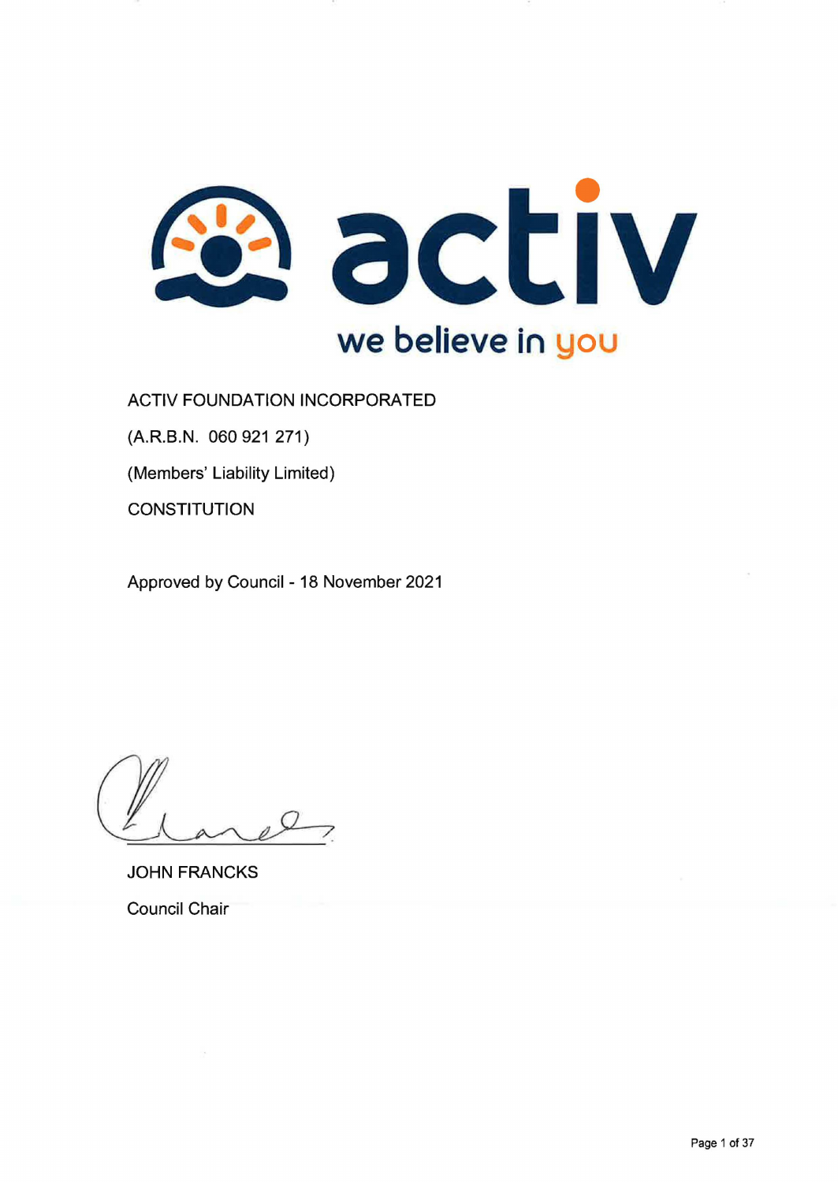activ

we believe in you

ACTIV FOUNDATION INCORPORATED

(A.R.B.N. 060 921 271)

(Members' Liability Limited)

CONSTITUTION

Approved by Council - 18 November 2021

JOHN FRANCKS

Council Chair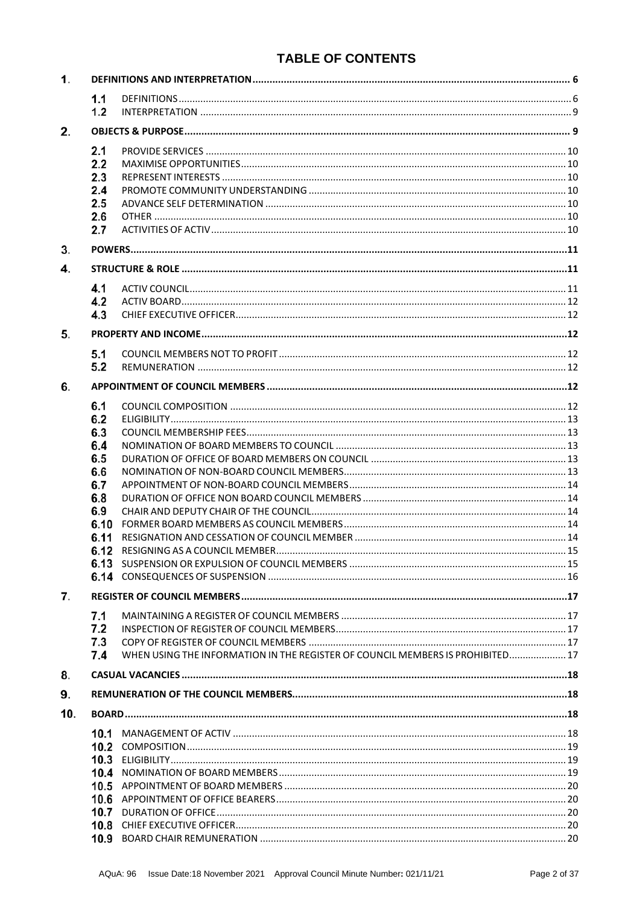# TABLE OF CONTENTS

1. DEFINITIONS AND INTERPRETATION ........ 6
   - 1.1 DEFINITIONS ........ 6
   - 1.2 INTERPRETATION ........ 9
2. OBJECTS & PURPOSE ........ 9
   - 2.1 PROVIDE SERVICES ........ 10
   - 2.2 MAXIMISE OPPORTUNITIES ........ 10
   - 2.3 REPRESENT INTERESTS ........ 10
   - 2.4 PROMOTE COMMUNITY UNDERSTANDING ........ 10
   - 2.5 ADVANCE SELF DETERMINATION ........ 10
   - 2.6 OTHER ........ 10
   - 2.7 ACTIVITIES OF ACTIV ........ 10
3. POWERS ........ 11
4. STRUCTURE & ROLE ........ 11
   - 4.1 ACTIV COUNCIL ........ 11
   - 4.2 ACTIV BOARD ........ 12
   - 4.3 CHIEF EXECUTIVE OFFICER ........ 12
5. PROPERTY AND INCOME ........ 12
   - 5.1 COUNCIL MEMBERS NOT TO PROFIT ........ 12
   - 5.2 REMUNERATION ........ 12
6. APPOINTMENT OF COUNCIL MEMBERS ........ 12
   - 6.1 COUNCIL COMPOSITION ........ 12
   - 6.2 ELIGIBILITY ........ 13
   - 6.3 COUNCIL MEMBERSHIP FEES ........ 13
   - 6.4 NOMINATION OF BOARD MEMBERS TO COUNCIL ........ 13
   - 6.5 DURATION OF OFFICE OF BOARD MEMBERS ON COUNCIL ........ 13
   - 6.6 NOMINATION OF NON-BOARD COUNCIL MEMBERS ........ 13
   - 6.7 APPOINTMENT OF NON-BOARD COUNCIL MEMBERS ........ 14
   - 6.8 DURATION OF OFFICE NON BOARD COUNCIL MEMBERS ........ 14
   - 6.9 CHAIR AND DEPUTY CHAIR OF THE COUNCIL ........ 14
   - 6.10 FORMER BOARD MEMBERS AS COUNCIL MEMBERS ........ 14
   - 6.11 RESIGNATION AND CESSATION OF COUNCIL MEMBER ........ 14
   - 6.12 RESIGNING AS A COUNCIL MEMBER ........ 15
   - 6.13 SUSPENSION OR EXPULSION OF COUNCIL MEMBERS ........ 15
   - 6.14 CONSEQUENCES OF SUSPENSION ........ 16
7. REGISTER OF COUNCIL MEMBERS ........ 17
   - 7.1 MAINTAINING A REGISTER OF COUNCIL MEMBERS ........ 17
   - 7.2 INSPECTION OF REGISTER OF COUNCIL MEMBERS ........ 17
   - 7.3 COPY OF REGISTER OF COUNCIL MEMBERS ........ 17
   - 7.4 WHEN USING THE INFORMATION IN THE REGISTER OF COUNCIL MEMBERS IS PROHIBITED ........ 17
8. CASUAL VACANCIES ........ 18
9. REMUNERATION OF THE COUNCIL MEMBERS ........ 18
10. BOARD ........ 18
    - 10.1 MANAGEMENT OF ACTIV ........ 18
    - 10.2 COMPOSITION ........ 19
    - 10.3 ELIGIBILITY ........ 19
    - 10.4 NOMINATION OF BOARD MEMBERS ........ 19
    - 10.5 APPOINTMENT OF BOARD MEMBERS ........ 20
    - 10.6 APPOINTMENT OF OFFICE BEARERS ........ 20
    - 10.7 DURATION OF OFFICE ........ 20
    - 10.8 CHIEF EXECUTIVE OFFICER ........ 20
    - 10.9 BOARD CHAIR REMUNERATION ........ 20

AQuA: 96 Issue Date:18 November 2021 Approval Council Minute Number: 021/11/21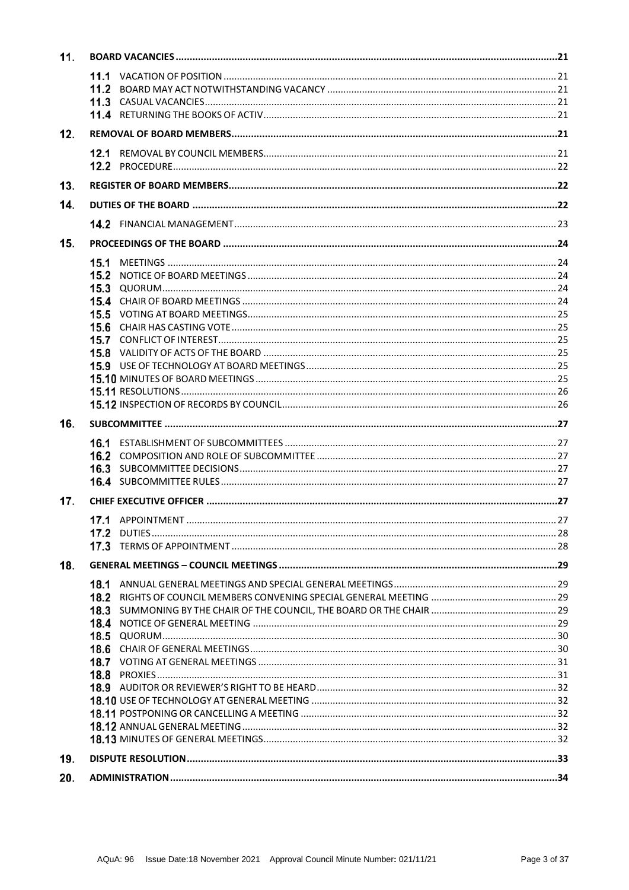| | | |
|---|---|---|
| **11.** | **BOARD VACANCIES** | **21** |
| | 11.1 VACATION OF POSITION | 21 |
| | 11.2 BOARD MAY ACT NOTWITHSTANDING VACANCY | 21 |
| | 11.3 CASUAL VACANCIES | 21 |
| | 11.4 RETURNING THE BOOKS OF ACTIV | 21 |
| **12.** | **REMOVAL OF BOARD MEMBERS** | **21** |
| | 12.1 REMOVAL BY COUNCIL MEMBERS | 21 |
| | 12.2 PROCEDURE | 22 |
| **13.** | **REGISTER OF BOARD MEMBERS** | **22** |
| **14.** | **DUTIES OF THE BOARD** | **22** |
| | 14.2 FINANCIAL MANAGEMENT | 23 |
| **15.** | **PROCEEDINGS OF THE BOARD** | **24** |
| | 15.1 MEETINGS | 24 |
| | 15.2 NOTICE OF BOARD MEETINGS | 24 |
| | 15.3 QUORUM | 24 |
| | 15.4 CHAIR OF BOARD MEETINGS | 24 |
| | 15.5 VOTING AT BOARD MEETINGS | 25 |
| | 15.6 CHAIR HAS CASTING VOTE | 25 |
| | 15.7 CONFLICT OF INTEREST | 25 |
| | 15.8 VALIDITY OF ACTS OF THE BOARD | 25 |
| | 15.9 USE OF TECHNOLOGY AT BOARD MEETINGS | 25 |
| | 15.10 MINUTES OF BOARD MEETINGS | 25 |
| | 15.11 RESOLUTIONS | 26 |
| | 15.12 INSPECTION OF RECORDS BY COUNCIL | 26 |
| **16.** | **SUBCOMMITTEE** | **27** |
| | 16.1 ESTABLISHMENT OF SUBCOMMITTEES | 27 |
| | 16.2 COMPOSITION AND ROLE OF SUBCOMMITTEE | 27 |
| | 16.3 SUBCOMMITTEE DECISIONS | 27 |
| | 16.4 SUBCOMMITTEE RULES | 27 |
| **17.** | **CHIEF EXECUTIVE OFFICER** | **27** |
| | 17.1 APPOINTMENT | 27 |
| | 17.2 DUTIES | 28 |
| | 17.3 TERMS OF APPOINTMENT | 28 |
| **18.** | **GENERAL MEETINGS – COUNCIL MEETINGS** | **29** |
| | 18.1 ANNUAL GENERAL MEETINGS AND SPECIAL GENERAL MEETINGS | 29 |
| | 18.2 RIGHTS OF COUNCIL MEMBERS CONVENING SPECIAL GENERAL MEETING | 29 |
| | 18.3 SUMMONING BY THE CHAIR OF THE COUNCIL, THE BOARD OR THE CHAIR | 29 |
| | 18.4 NOTICE OF GENERAL MEETING | 29 |
| | 18.5 QUORUM | 30 |
| | 18.6 CHAIR OF GENERAL MEETINGS | 30 |
| | 18.7 VOTING AT GENERAL MEETINGS | 31 |
| | 18.8 PROXIES | 31 |
| | 18.9 AUDITOR OR REVIEWER'S RIGHT TO BE HEARD | 32 |
| | 18.10 USE OF TECHNOLOGY AT GENERAL MEETING | 32 |
| | 18.11 POSTPONING OR CANCELLING A MEETING | 32 |
| | 18.12 ANNUAL GENERAL MEETING | 32 |
| | 18.13 MINUTES OF GENERAL MEETINGS | 32 |
| **19.** | **DISPUTE RESOLUTION** | **33** |
| **20.** | **ADMINISTRATION** | **34** |

AQuA: 96 Issue Date:18 November 2021 Approval Council Minute Number: 021/11/21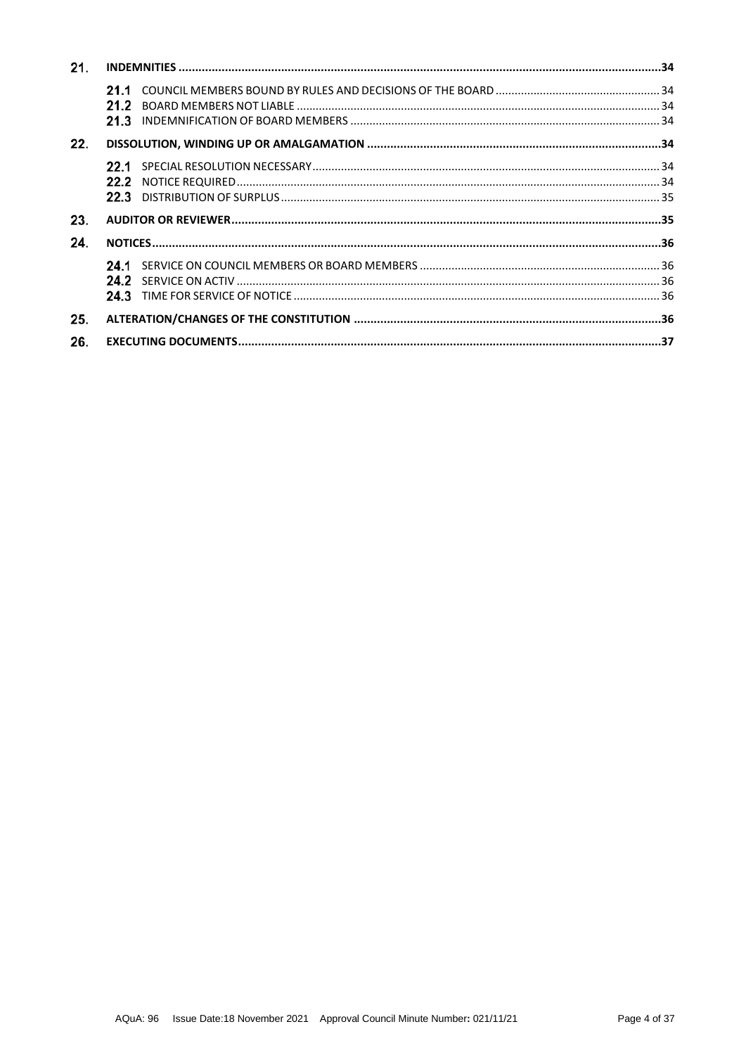| | | |
|---|---|---|
| **21.** | **INDEMNITIES** | **34** |
| 21.1 | COUNCIL MEMBERS BOUND BY RULES AND DECISIONS OF THE BOARD | 34 |
| 21.2 | BOARD MEMBERS NOT LIABLE | 34 |
| 21.3 | INDEMNIFICATION OF BOARD MEMBERS | 34 |
| **22.** | **DISSOLUTION, WINDING UP OR AMALGAMATION** | **34** |
| 22.1 | SPECIAL RESOLUTION NECESSARY | 34 |
| 22.2 | NOTICE REQUIRED | 34 |
| 22.3 | DISTRIBUTION OF SURPLUS | 35 |
| **23.** | **AUDITOR OR REVIEWER** | **35** |
| **24.** | **NOTICES** | **36** |
| 24.1 | SERVICE ON COUNCIL MEMBERS OR BOARD MEMBERS | 36 |
| 24.2 | SERVICE ON ACTIV | 36 |
| 24.3 | TIME FOR SERVICE OF NOTICE | 36 |
| **25.** | **ALTERATION/CHANGES OF THE CONSTITUTION** | **36** |
| **26.** | **EXECUTING DOCUMENTS** | **37** |

AQuA: 96 Issue Date:18 November 2021 Approval Council Minute Number: 021/11/21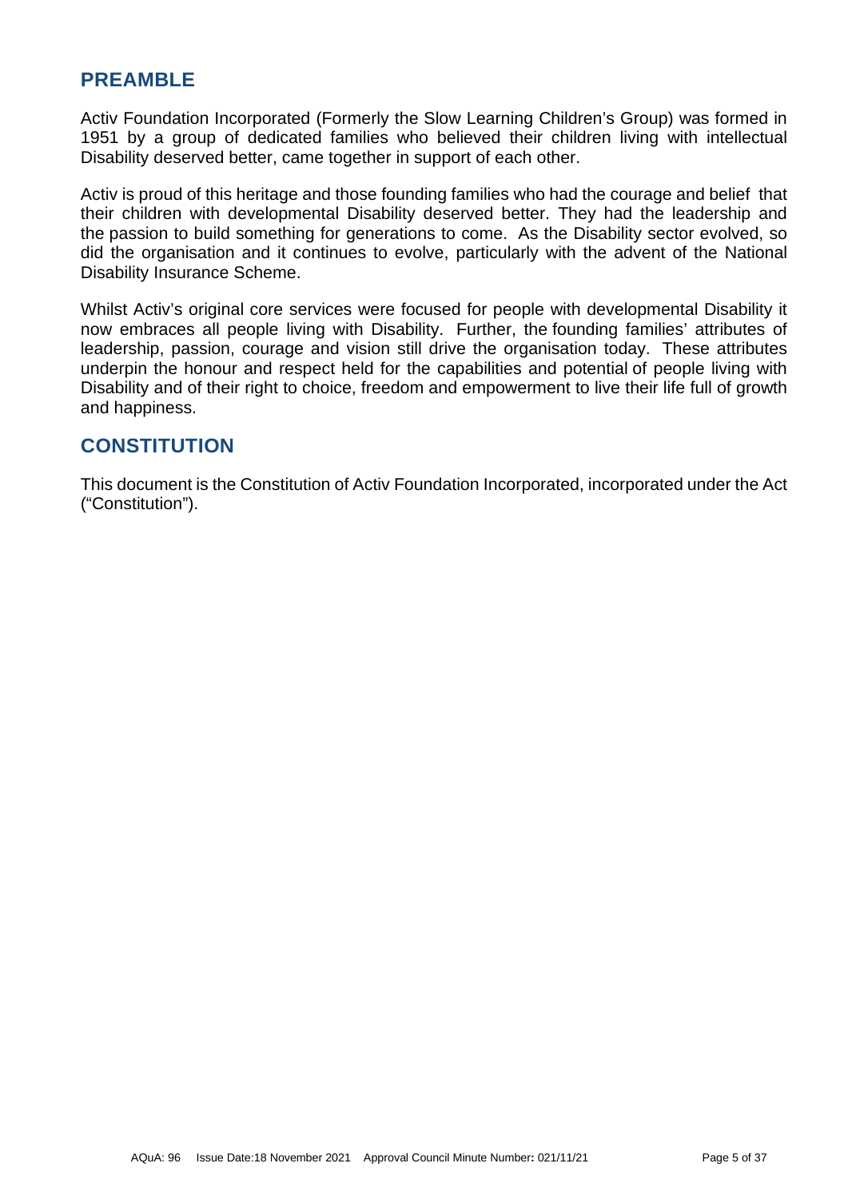## PREAMBLE

Activ Foundation Incorporated (Formerly the Slow Learning Children's Group) was formed in 1951 by a group of dedicated families who believed their children living with intellectual Disability deserved better, came together in support of each other.

Activ is proud of this heritage and those founding families who had the courage and belief that their children with developmental Disability deserved better. They had the leadership and the passion to build something for generations to come. As the Disability sector evolved, so did the organisation and it continues to evolve, particularly with the advent of the National Disability Insurance Scheme.

Whilst Activ's original core services were focused for people with developmental Disability it now embraces all people living with Disability. Further, the founding families' attributes of leadership, passion, courage and vision still drive the organisation today. These attributes underpin the honour and respect held for the capabilities and potential of people living with Disability and of their right to choice, freedom and empowerment to live their life full of growth and happiness.

## CONSTITUTION

This document is the Constitution of Activ Foundation Incorporated, incorporated under the Act ("Constitution").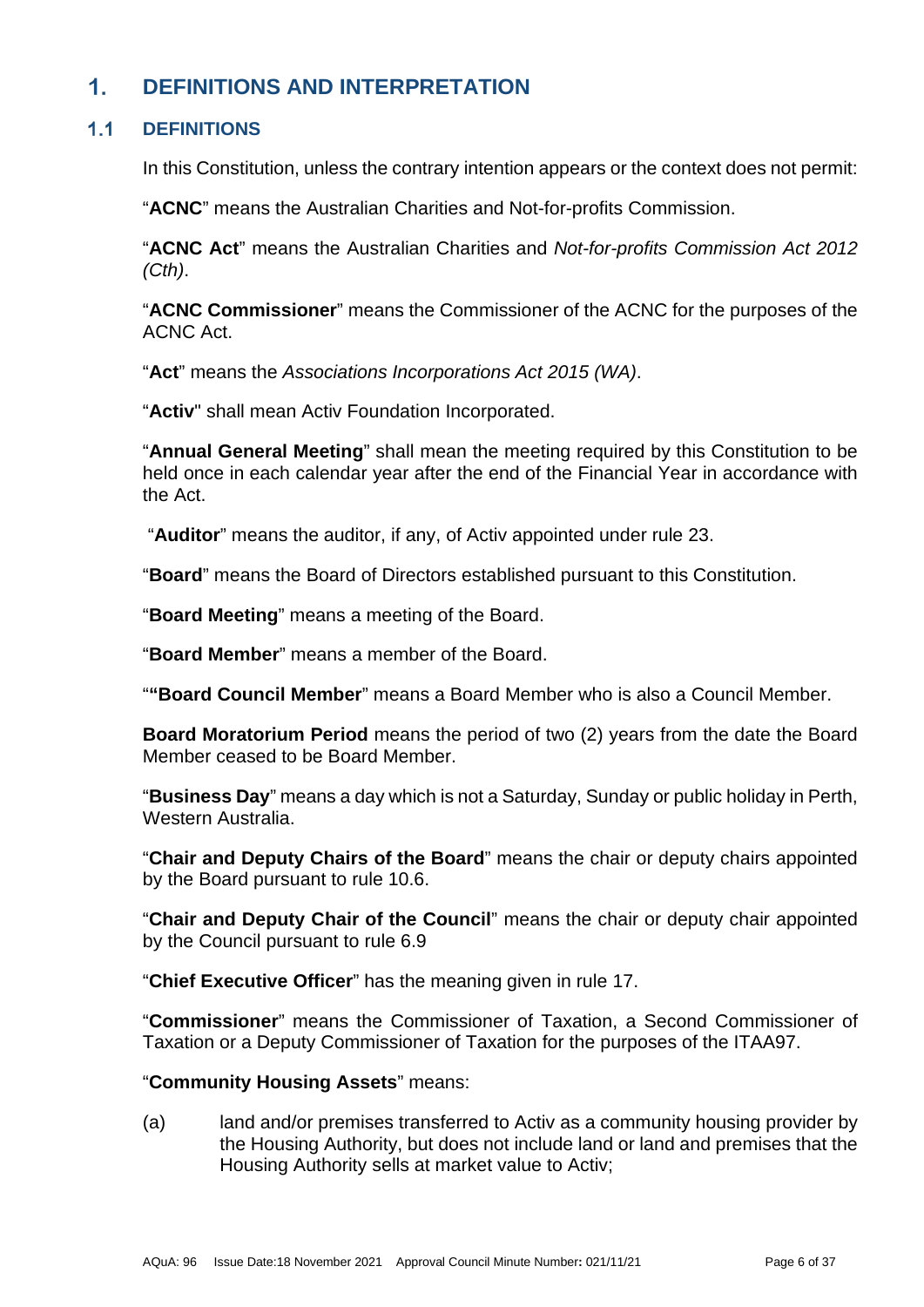# 1. DEFINITIONS AND INTERPRETATION

## 1.1 DEFINITIONS

In this Constitution, unless the contrary intention appears or the context does not permit:

"**ACNC**" means the Australian Charities and Not-for-profits Commission.

"**ACNC Act**" means the Australian Charities and *Not-for-profits Commission Act 2012 (Cth)*.

"**ACNC Commissioner**" means the Commissioner of the ACNC for the purposes of the ACNC Act.

"**Act**" means the *Associations Incorporations Act 2015 (WA)*.

"**Activ**" shall mean Activ Foundation Incorporated.

"**Annual General Meeting**" shall mean the meeting required by this Constitution to be held once in each calendar year after the end of the Financial Year in accordance with the Act.

"**Auditor**" means the auditor, if any, of Activ appointed under rule 23.

"**Board**" means the Board of Directors established pursuant to this Constitution.

"**Board Meeting**" means a meeting of the Board.

"**Board Member**" means a member of the Board.

"**"Board Council Member**" means a Board Member who is also a Council Member.

**Board Moratorium Period** means the period of two (2) years from the date the Board Member ceased to be Board Member.

"**Business Day**" means a day which is not a Saturday, Sunday or public holiday in Perth, Western Australia.

"**Chair and Deputy Chairs of the Board**" means the chair or deputy chairs appointed by the Board pursuant to rule 10.6.

"**Chair and Deputy Chair of the Council**" means the chair or deputy chair appointed by the Council pursuant to rule 6.9

"**Chief Executive Officer**" has the meaning given in rule 17.

"**Commissioner**" means the Commissioner of Taxation, a Second Commissioner of Taxation or a Deputy Commissioner of Taxation for the purposes of the ITAA97.

"**Community Housing Assets**" means:

(a) land and/or premises transferred to Activ as a community housing provider by the Housing Authority, but does not include land or land and premises that the Housing Authority sells at market value to Activ;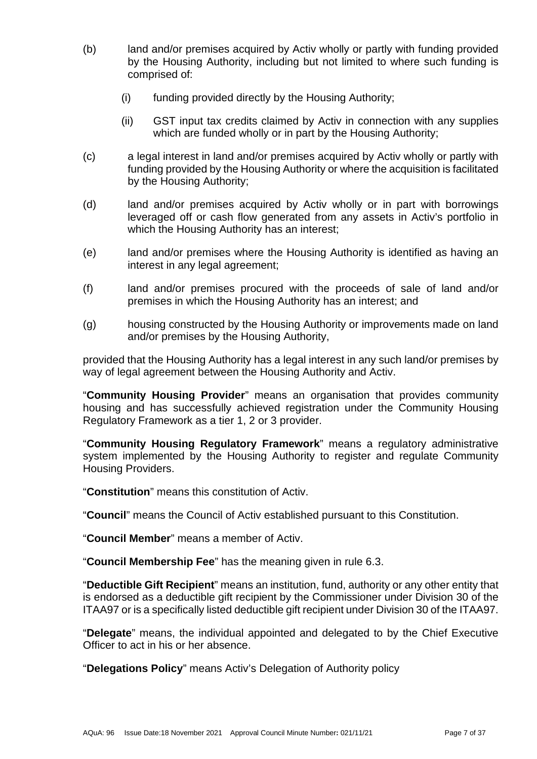(b) land and/or premises acquired by Activ wholly or partly with funding provided by the Housing Authority, including but not limited to where such funding is comprised of:

   (i) funding provided directly by the Housing Authority;

   (ii) GST input tax credits claimed by Activ in connection with any supplies which are funded wholly or in part by the Housing Authority;

(c) a legal interest in land and/or premises acquired by Activ wholly or partly with funding provided by the Housing Authority or where the acquisition is facilitated by the Housing Authority;

(d) land and/or premises acquired by Activ wholly or in part with borrowings leveraged off or cash flow generated from any assets in Activ's portfolio in which the Housing Authority has an interest;

(e) land and/or premises where the Housing Authority is identified as having an interest in any legal agreement;

(f) land and/or premises procured with the proceeds of sale of land and/or premises in which the Housing Authority has an interest; and

(g) housing constructed by the Housing Authority or improvements made on land and/or premises by the Housing Authority,

provided that the Housing Authority has a legal interest in any such land/or premises by way of legal agreement between the Housing Authority and Activ.

"**Community Housing Provider**" means an organisation that provides community housing and has successfully achieved registration under the Community Housing Regulatory Framework as a tier 1, 2 or 3 provider.

"**Community Housing Regulatory Framework**" means a regulatory administrative system implemented by the Housing Authority to register and regulate Community Housing Providers.

"**Constitution**" means this constitution of Activ.

"**Council**" means the Council of Activ established pursuant to this Constitution.

"**Council Member**" means a member of Activ.

"**Council Membership Fee**" has the meaning given in rule 6.3.

"**Deductible Gift Recipient**" means an institution, fund, authority or any other entity that is endorsed as a deductible gift recipient by the Commissioner under Division 30 of the ITAA97 or is a specifically listed deductible gift recipient under Division 30 of the ITAA97.

"**Delegate**" means, the individual appointed and delegated to by the Chief Executive Officer to act in his or her absence.

"**Delegations Policy**" means Activ's Delegation of Authority policy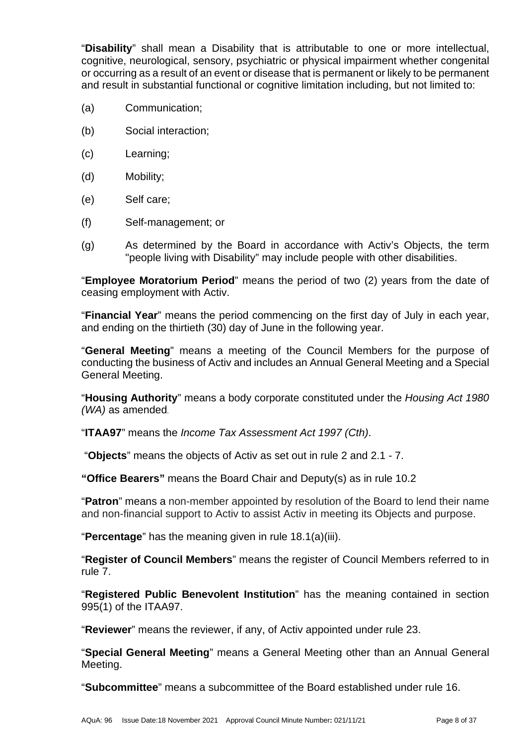"**Disability**" shall mean a Disability that is attributable to one or more intellectual, cognitive, neurological, sensory, psychiatric or physical impairment whether congenital or occurring as a result of an event or disease that is permanent or likely to be permanent and result in substantial functional or cognitive limitation including, but not limited to:

(a) Communication;

(b) Social interaction;

(c) Learning;

(d) Mobility;

(e) Self care;

(f) Self-management; or

(g) As determined by the Board in accordance with Activ's Objects, the term "people living with Disability" may include people with other disabilities.

"**Employee Moratorium Period**" means the period of two (2) years from the date of ceasing employment with Activ.

"**Financial Year**" means the period commencing on the first day of July in each year, and ending on the thirtieth (30) day of June in the following year.

"**General Meeting**" means a meeting of the Council Members for the purpose of conducting the business of Activ and includes an Annual General Meeting and a Special General Meeting.

"**Housing Authority**" means a body corporate constituted under the *Housing Act 1980 (WA)* as amended.

"**ITAA97**" means the *Income Tax Assessment Act 1997 (Cth)*.

"**Objects**" means the objects of Activ as set out in rule 2 and 2.1 - 7.

**"Office Bearers"** means the Board Chair and Deputy(s) as in rule 10.2

"**Patron**" means a non-member appointed by resolution of the Board to lend their name and non-financial support to Activ to assist Activ in meeting its Objects and purpose.

"**Percentage**" has the meaning given in rule 18.1(a)(iii).

"**Register of Council Members**" means the register of Council Members referred to in rule 7.

"**Registered Public Benevolent Institution**" has the meaning contained in section 995(1) of the ITAA97.

"**Reviewer**" means the reviewer, if any, of Activ appointed under rule 23.

"**Special General Meeting**" means a General Meeting other than an Annual General Meeting.

"**Subcommittee**" means a subcommittee of the Board established under rule 16.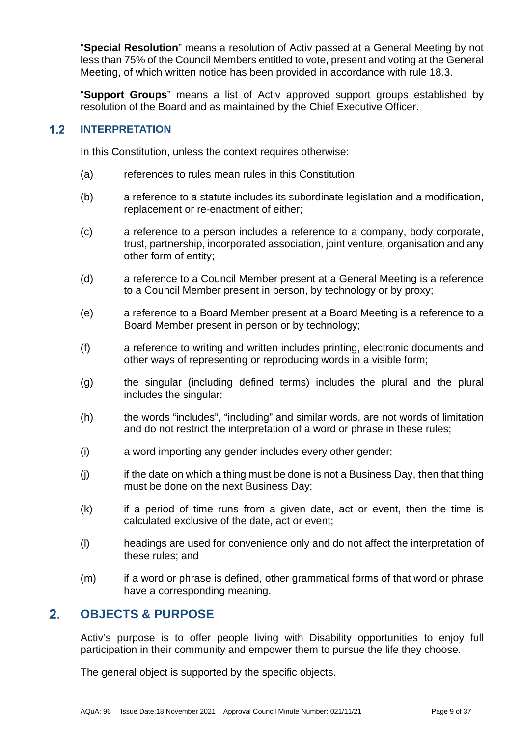"**Special Resolution**" means a resolution of Activ passed at a General Meeting by not less than 75% of the Council Members entitled to vote, present and voting at the General Meeting, of which written notice has been provided in accordance with rule 18.3.

"**Support Groups**" means a list of Activ approved support groups established by resolution of the Board and as maintained by the Chief Executive Officer.

### 1.2 INTERPRETATION

In this Constitution, unless the context requires otherwise:

(a) references to rules mean rules in this Constitution;

(b) a reference to a statute includes its subordinate legislation and a modification, replacement or re-enactment of either;

(c) a reference to a person includes a reference to a company, body corporate, trust, partnership, incorporated association, joint venture, organisation and any other form of entity;

(d) a reference to a Council Member present at a General Meeting is a reference to a Council Member present in person, by technology or by proxy;

(e) a reference to a Board Member present at a Board Meeting is a reference to a Board Member present in person or by technology;

(f) a reference to writing and written includes printing, electronic documents and other ways of representing or reproducing words in a visible form;

(g) the singular (including defined terms) includes the plural and the plural includes the singular;

(h) the words "includes", "including" and similar words, are not words of limitation and do not restrict the interpretation of a word or phrase in these rules;

(i) a word importing any gender includes every other gender;

(j) if the date on which a thing must be done is not a Business Day, then that thing must be done on the next Business Day;

(k) if a period of time runs from a given date, act or event, then the time is calculated exclusive of the date, act or event;

(l) headings are used for convenience only and do not affect the interpretation of these rules; and

(m) if a word or phrase is defined, other grammatical forms of that word or phrase have a corresponding meaning.

## 2. OBJECTS & PURPOSE

Activ's purpose is to offer people living with Disability opportunities to enjoy full participation in their community and empower them to pursue the life they choose.

The general object is supported by the specific objects.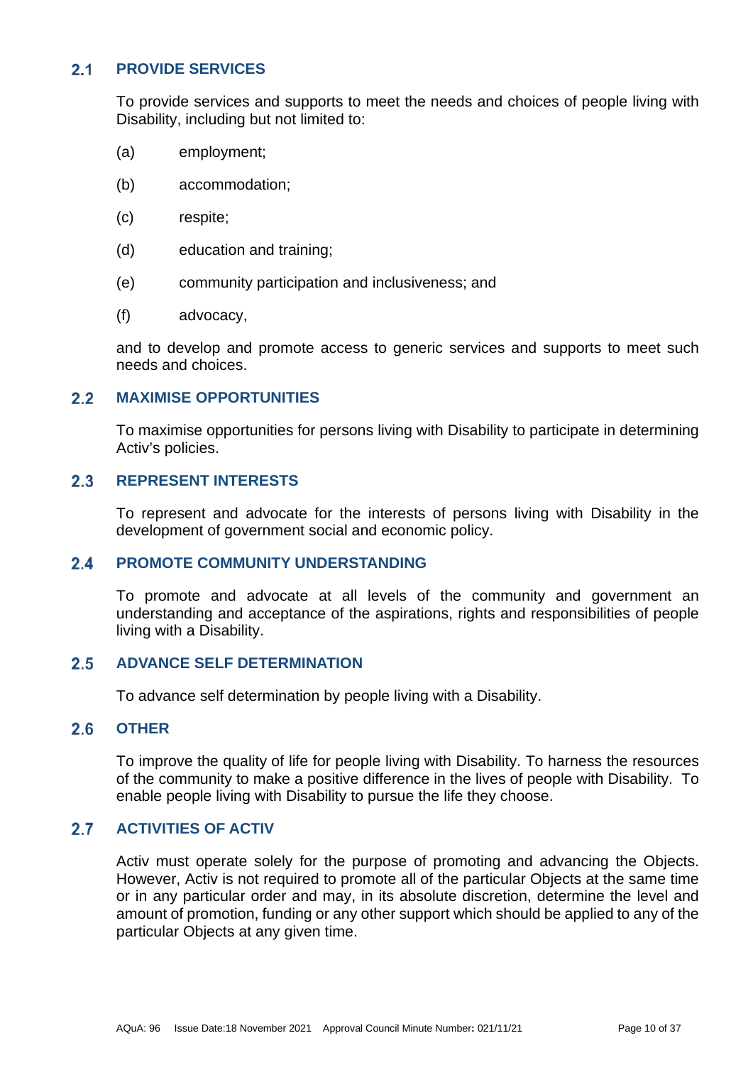## 2.1 PROVIDE SERVICES

To provide services and supports to meet the needs and choices of people living with Disability, including but not limited to:

(a) employment;

(b) accommodation;

(c) respite;

(d) education and training;

(e) community participation and inclusiveness; and

(f) advocacy,

and to develop and promote access to generic services and supports to meet such needs and choices.

## 2.2 MAXIMISE OPPORTUNITIES

To maximise opportunities for persons living with Disability to participate in determining Activ's policies.

## 2.3 REPRESENT INTERESTS

To represent and advocate for the interests of persons living with Disability in the development of government social and economic policy.

## 2.4 PROMOTE COMMUNITY UNDERSTANDING

To promote and advocate at all levels of the community and government an understanding and acceptance of the aspirations, rights and responsibilities of people living with a Disability.

## 2.5 ADVANCE SELF DETERMINATION

To advance self determination by people living with a Disability.

## 2.6 OTHER

To improve the quality of life for people living with Disability. To harness the resources of the community to make a positive difference in the lives of people with Disability. To enable people living with Disability to pursue the life they choose.

## 2.7 ACTIVITIES OF ACTIV

Activ must operate solely for the purpose of promoting and advancing the Objects. However, Activ is not required to promote all of the particular Objects at the same time or in any particular order and may, in its absolute discretion, determine the level and amount of promotion, funding or any other support which should be applied to any of the particular Objects at any given time.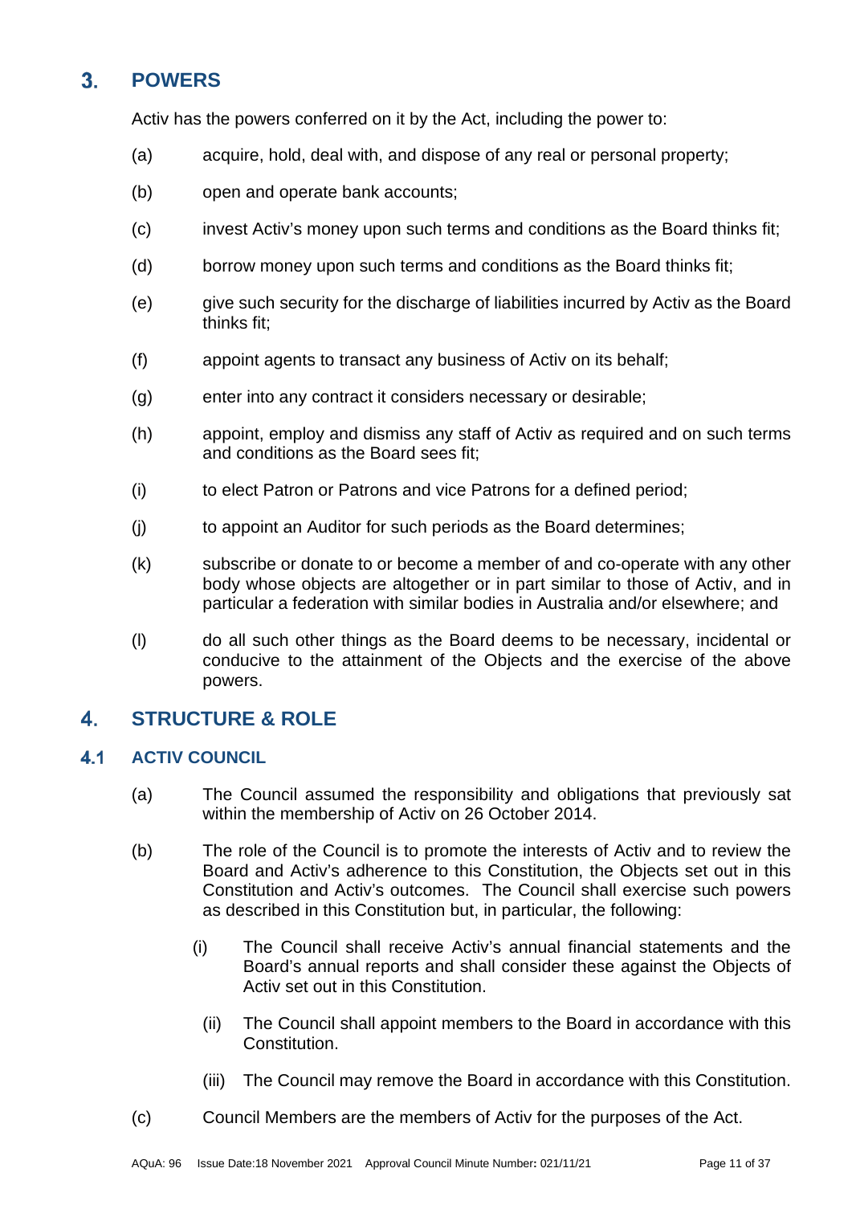## 3. POWERS

Activ has the powers conferred on it by the Act, including the power to:

(a) acquire, hold, deal with, and dispose of any real or personal property;

(b) open and operate bank accounts;

(c) invest Activ's money upon such terms and conditions as the Board thinks fit;

(d) borrow money upon such terms and conditions as the Board thinks fit;

(e) give such security for the discharge of liabilities incurred by Activ as the Board thinks fit;

(f) appoint agents to transact any business of Activ on its behalf;

(g) enter into any contract it considers necessary or desirable;

(h) appoint, employ and dismiss any staff of Activ as required and on such terms and conditions as the Board sees fit;

(i) to elect Patron or Patrons and vice Patrons for a defined period;

(j) to appoint an Auditor for such periods as the Board determines;

(k) subscribe or donate to or become a member of and co-operate with any other body whose objects are altogether or in part similar to those of Activ, and in particular a federation with similar bodies in Australia and/or elsewhere; and

(l) do all such other things as the Board deems to be necessary, incidental or conducive to the attainment of the Objects and the exercise of the above powers.

## 4. STRUCTURE & ROLE

### 4.1 ACTIV COUNCIL

(a) The Council assumed the responsibility and obligations that previously sat within the membership of Activ on 26 October 2014.

(b) The role of the Council is to promote the interests of Activ and to review the Board and Activ's adherence to this Constitution, the Objects set out in this Constitution and Activ's outcomes. The Council shall exercise such powers as described in this Constitution but, in particular, the following:

(i) The Council shall receive Activ's annual financial statements and the Board's annual reports and shall consider these against the Objects of Activ set out in this Constitution.

(ii) The Council shall appoint members to the Board in accordance with this Constitution.

(iii) The Council may remove the Board in accordance with this Constitution.

(c) Council Members are the members of Activ for the purposes of the Act.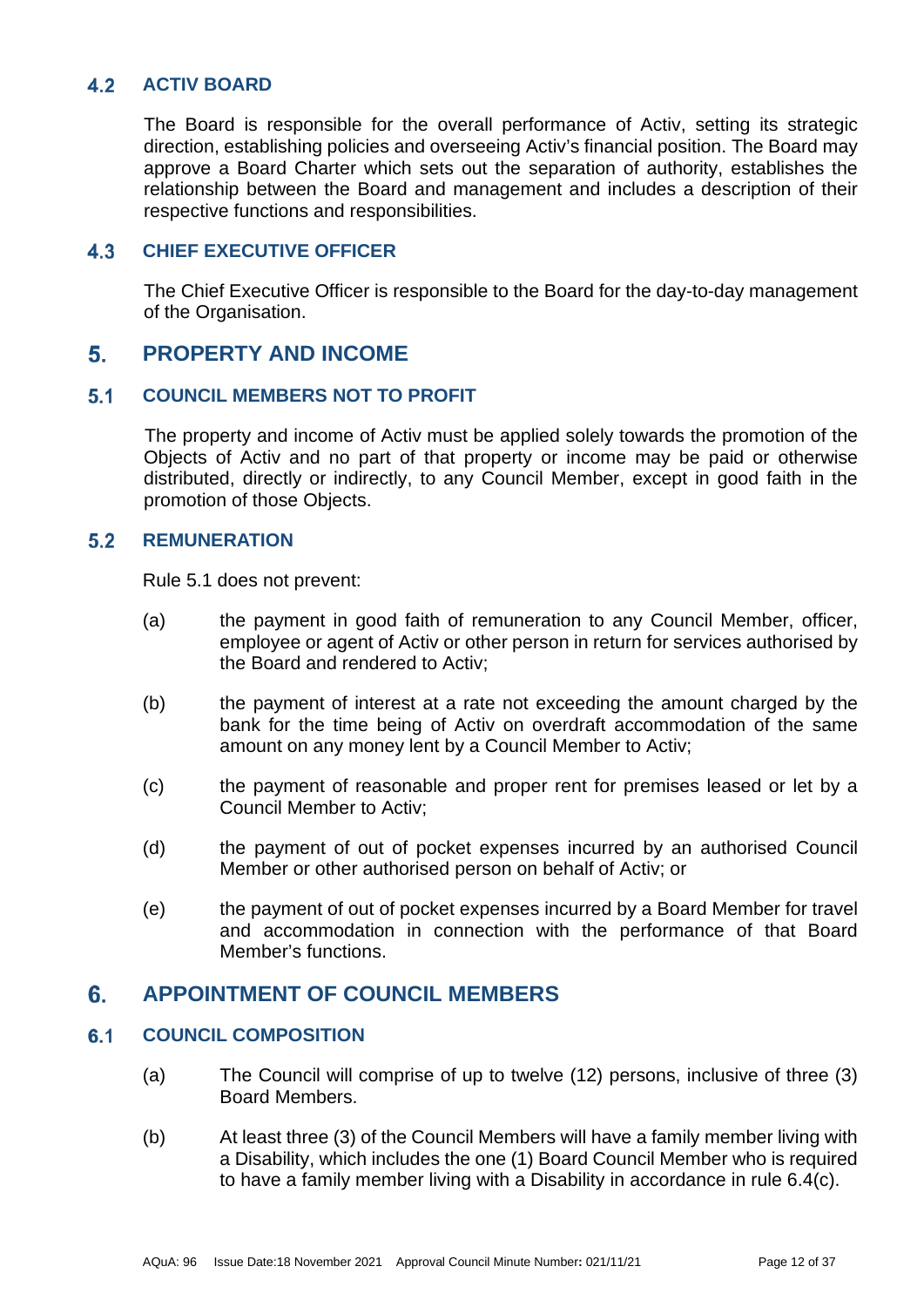### 4.2 ACTIV BOARD

The Board is responsible for the overall performance of Activ, setting its strategic direction, establishing policies and overseeing Activ's financial position. The Board may approve a Board Charter which sets out the separation of authority, establishes the relationship between the Board and management and includes a description of their respective functions and responsibilities.

### 4.3 CHIEF EXECUTIVE OFFICER

The Chief Executive Officer is responsible to the Board for the day-to-day management of the Organisation.

## 5. PROPERTY AND INCOME

### 5.1 COUNCIL MEMBERS NOT TO PROFIT

The property and income of Activ must be applied solely towards the promotion of the Objects of Activ and no part of that property or income may be paid or otherwise distributed, directly or indirectly, to any Council Member, except in good faith in the promotion of those Objects.

### 5.2 REMUNERATION

Rule 5.1 does not prevent:

(a) the payment in good faith of remuneration to any Council Member, officer, employee or agent of Activ or other person in return for services authorised by the Board and rendered to Activ;

(b) the payment of interest at a rate not exceeding the amount charged by the bank for the time being of Activ on overdraft accommodation of the same amount on any money lent by a Council Member to Activ;

(c) the payment of reasonable and proper rent for premises leased or let by a Council Member to Activ;

(d) the payment of out of pocket expenses incurred by an authorised Council Member or other authorised person on behalf of Activ; or

(e) the payment of out of pocket expenses incurred by a Board Member for travel and accommodation in connection with the performance of that Board Member's functions.

## 6. APPOINTMENT OF COUNCIL MEMBERS

### 6.1 COUNCIL COMPOSITION

(a) The Council will comprise of up to twelve (12) persons, inclusive of three (3) Board Members.

(b) At least three (3) of the Council Members will have a family member living with a Disability, which includes the one (1) Board Council Member who is required to have a family member living with a Disability in accordance in rule 6.4(c).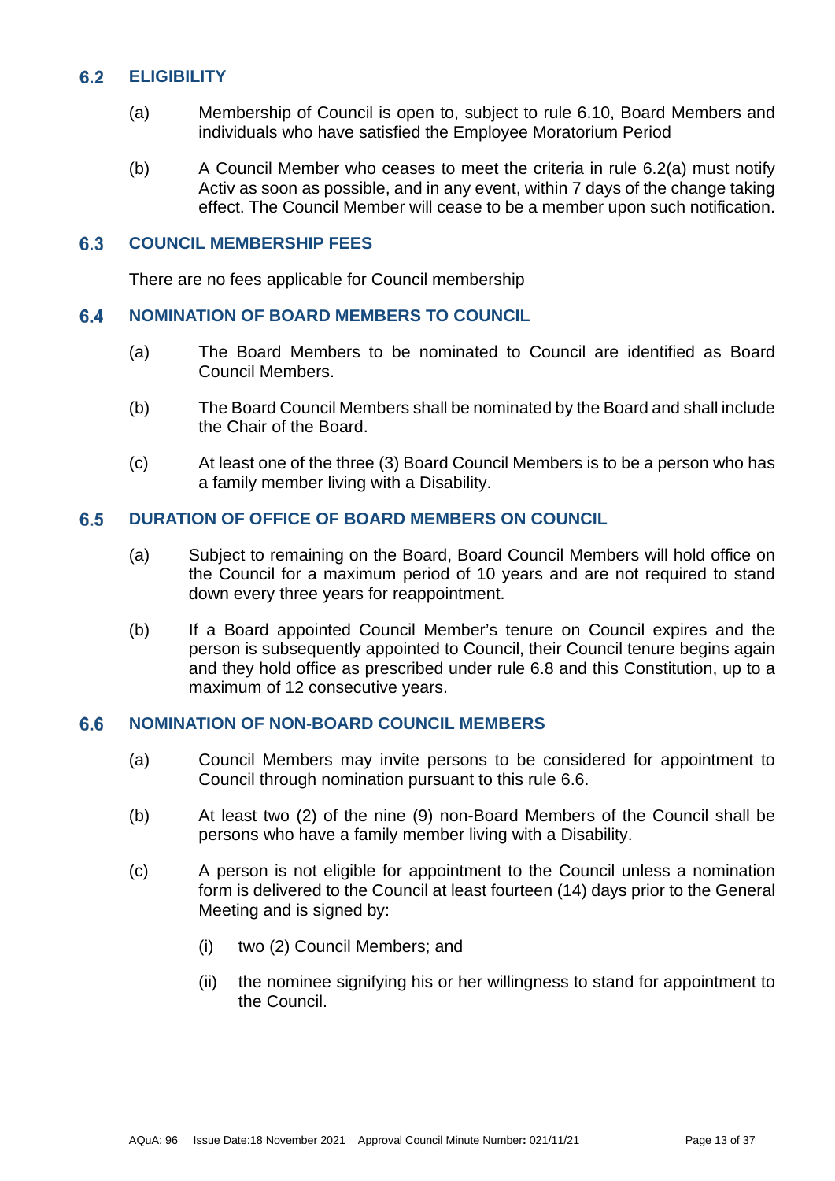### 6.2 ELIGIBILITY

(a) Membership of Council is open to, subject to rule 6.10, Board Members and individuals who have satisfied the Employee Moratorium Period

(b) A Council Member who ceases to meet the criteria in rule 6.2(a) must notify Activ as soon as possible, and in any event, within 7 days of the change taking effect. The Council Member will cease to be a member upon such notification.

### 6.3 COUNCIL MEMBERSHIP FEES

There are no fees applicable for Council membership

### 6.4 NOMINATION OF BOARD MEMBERS TO COUNCIL

(a) The Board Members to be nominated to Council are identified as Board Council Members.

(b) The Board Council Members shall be nominated by the Board and shall include the Chair of the Board.

(c) At least one of the three (3) Board Council Members is to be a person who has a family member living with a Disability.

### 6.5 DURATION OF OFFICE OF BOARD MEMBERS ON COUNCIL

(a) Subject to remaining on the Board, Board Council Members will hold office on the Council for a maximum period of 10 years and are not required to stand down every three years for reappointment.

(b) If a Board appointed Council Member's tenure on Council expires and the person is subsequently appointed to Council, their Council tenure begins again and they hold office as prescribed under rule 6.8 and this Constitution, up to a maximum of 12 consecutive years.

### 6.6 NOMINATION OF NON-BOARD COUNCIL MEMBERS

(a) Council Members may invite persons to be considered for appointment to Council through nomination pursuant to this rule 6.6.

(b) At least two (2) of the nine (9) non-Board Members of the Council shall be persons who have a family member living with a Disability.

(c) A person is not eligible for appointment to the Council unless a nomination form is delivered to the Council at least fourteen (14) days prior to the General Meeting and is signed by:

(i) two (2) Council Members; and

(ii) the nominee signifying his or her willingness to stand for appointment to the Council.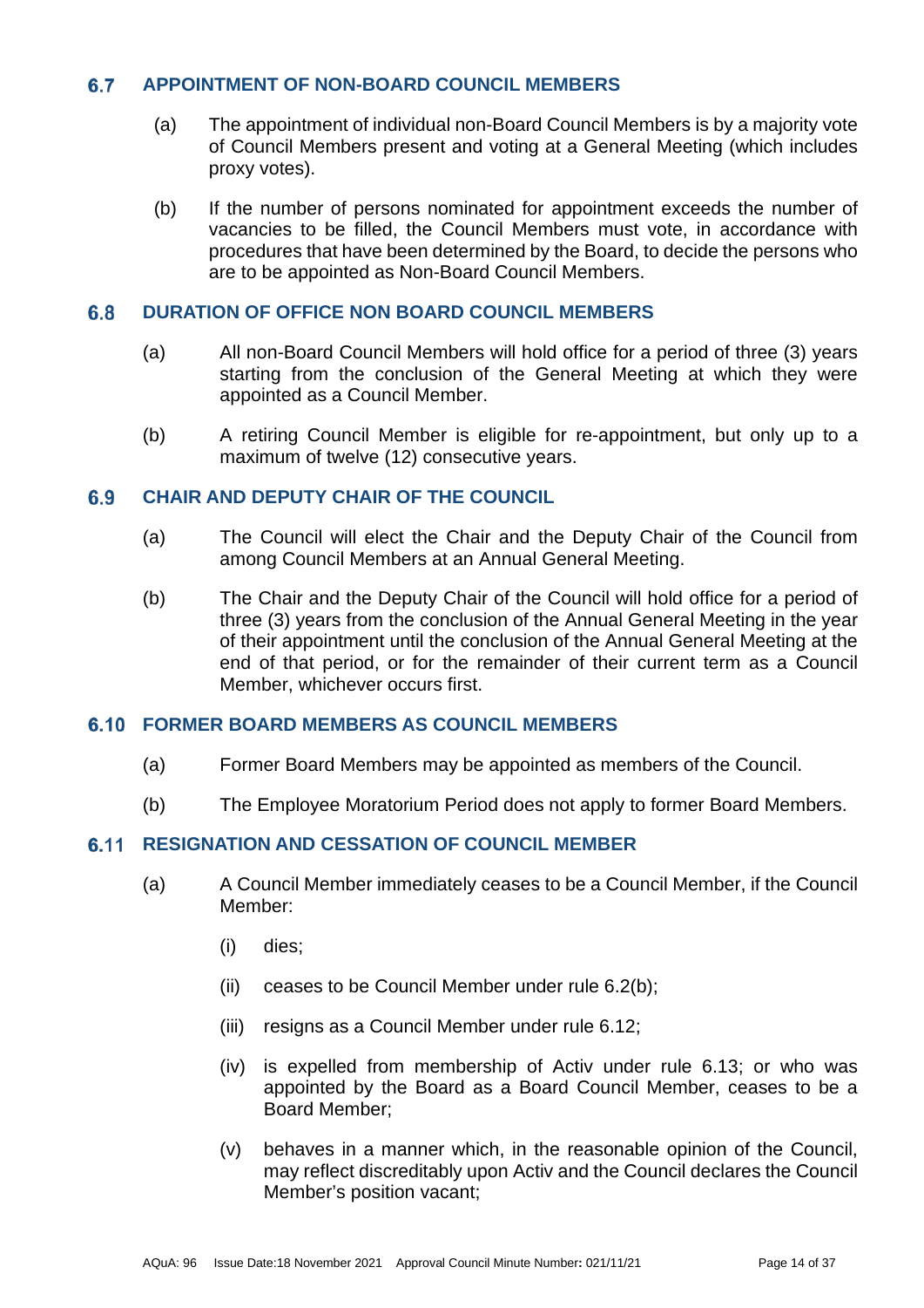## 6.7 APPOINTMENT OF NON-BOARD COUNCIL MEMBERS

(a) The appointment of individual non-Board Council Members is by a majority vote of Council Members present and voting at a General Meeting (which includes proxy votes).

(b) If the number of persons nominated for appointment exceeds the number of vacancies to be filled, the Council Members must vote, in accordance with procedures that have been determined by the Board, to decide the persons who are to be appointed as Non-Board Council Members.

## 6.8 DURATION OF OFFICE NON BOARD COUNCIL MEMBERS

(a) All non-Board Council Members will hold office for a period of three (3) years starting from the conclusion of the General Meeting at which they were appointed as a Council Member.

(b) A retiring Council Member is eligible for re-appointment, but only up to a maximum of twelve (12) consecutive years.

## 6.9 CHAIR AND DEPUTY CHAIR OF THE COUNCIL

(a) The Council will elect the Chair and the Deputy Chair of the Council from among Council Members at an Annual General Meeting.

(b) The Chair and the Deputy Chair of the Council will hold office for a period of three (3) years from the conclusion of the Annual General Meeting in the year of their appointment until the conclusion of the Annual General Meeting at the end of that period, or for the remainder of their current term as a Council Member, whichever occurs first.

## 6.10 FORMER BOARD MEMBERS AS COUNCIL MEMBERS

(a) Former Board Members may be appointed as members of the Council.

(b) The Employee Moratorium Period does not apply to former Board Members.

## 6.11 RESIGNATION AND CESSATION OF COUNCIL MEMBER

(a) A Council Member immediately ceases to be a Council Member, if the Council Member:

(i) dies;

(ii) ceases to be Council Member under rule 6.2(b);

(iii) resigns as a Council Member under rule 6.12;

(iv) is expelled from membership of Activ under rule 6.13; or who was appointed by the Board as a Board Council Member, ceases to be a Board Member;

(v) behaves in a manner which, in the reasonable opinion of the Council, may reflect discreditably upon Activ and the Council declares the Council Member's position vacant;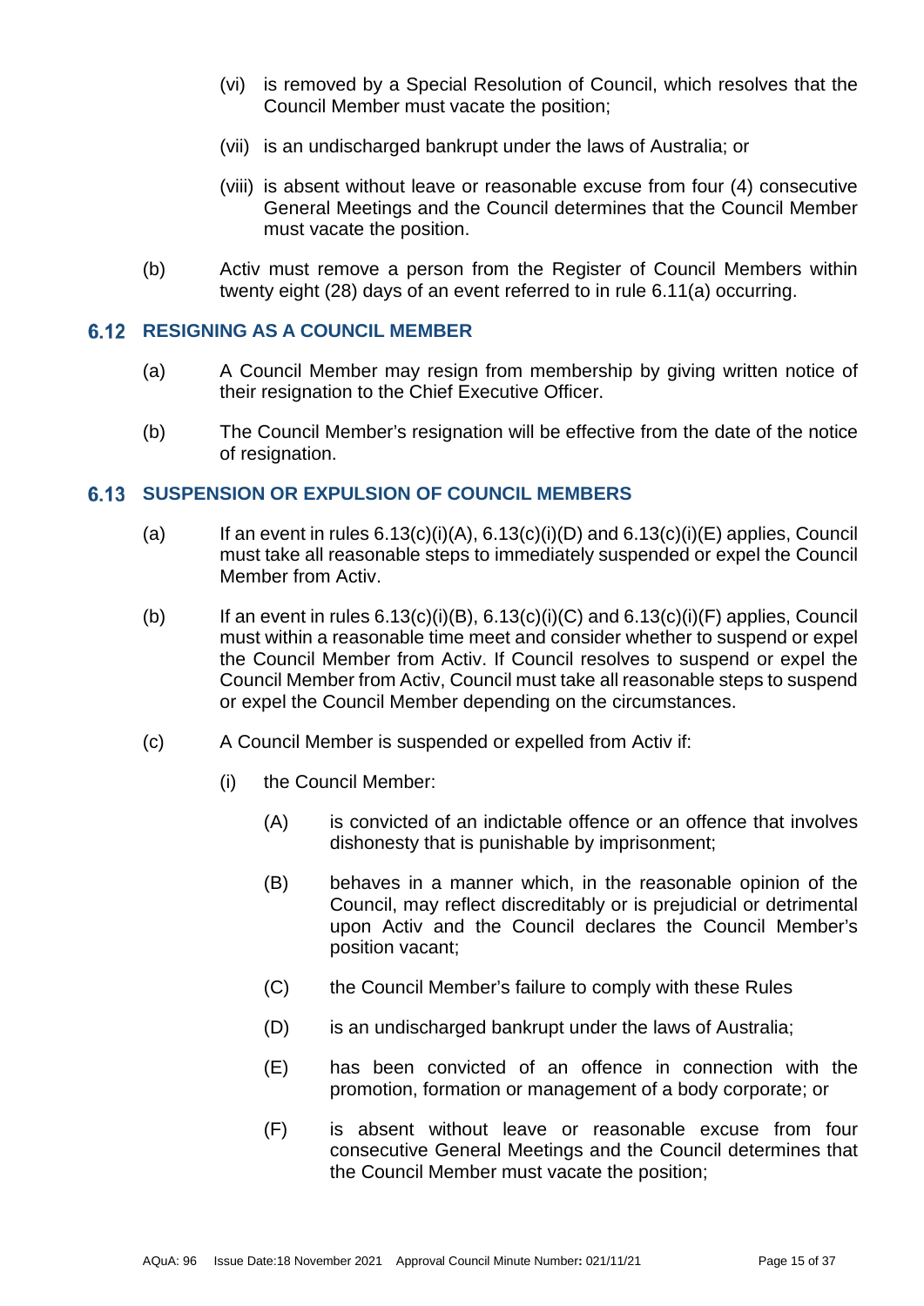(vi) is removed by a Special Resolution of Council, which resolves that the Council Member must vacate the position;

(vii) is an undischarged bankrupt under the laws of Australia; or

(viii) is absent without leave or reasonable excuse from four (4) consecutive General Meetings and the Council determines that the Council Member must vacate the position.

(b) Activ must remove a person from the Register of Council Members within twenty eight (28) days of an event referred to in rule 6.11(a) occurring.

### 6.12 RESIGNING AS A COUNCIL MEMBER

(a) A Council Member may resign from membership by giving written notice of their resignation to the Chief Executive Officer.

(b) The Council Member's resignation will be effective from the date of the notice of resignation.

### 6.13 SUSPENSION OR EXPULSION OF COUNCIL MEMBERS

(a) If an event in rules 6.13(c)(i)(A), 6.13(c)(i)(D) and 6.13(c)(i)(E) applies, Council must take all reasonable steps to immediately suspended or expel the Council Member from Activ.

(b) If an event in rules 6.13(c)(i)(B), 6.13(c)(i)(C) and 6.13(c)(i)(F) applies, Council must within a reasonable time meet and consider whether to suspend or expel the Council Member from Activ. If Council resolves to suspend or expel the Council Member from Activ, Council must take all reasonable steps to suspend or expel the Council Member depending on the circumstances.

(c) A Council Member is suspended or expelled from Activ if:

(i) the Council Member:

(A) is convicted of an indictable offence or an offence that involves dishonesty that is punishable by imprisonment;

(B) behaves in a manner which, in the reasonable opinion of the Council, may reflect discreditably or is prejudicial or detrimental upon Activ and the Council declares the Council Member's position vacant;

(C) the Council Member's failure to comply with these Rules

(D) is an undischarged bankrupt under the laws of Australia;

(E) has been convicted of an offence in connection with the promotion, formation or management of a body corporate; or

(F) is absent without leave or reasonable excuse from four consecutive General Meetings and the Council determines that the Council Member must vacate the position;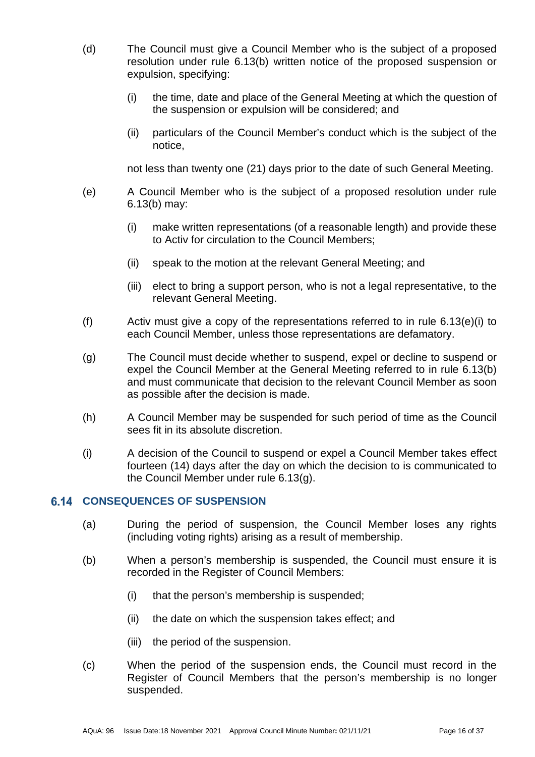(d) The Council must give a Council Member who is the subject of a proposed resolution under rule 6.13(b) written notice of the proposed suspension or expulsion, specifying:

   (i) the time, date and place of the General Meeting at which the question of the suspension or expulsion will be considered; and

   (ii) particulars of the Council Member's conduct which is the subject of the notice,

   not less than twenty one (21) days prior to the date of such General Meeting.

(e) A Council Member who is the subject of a proposed resolution under rule 6.13(b) may:

   (i) make written representations (of a reasonable length) and provide these to Activ for circulation to the Council Members;

   (ii) speak to the motion at the relevant General Meeting; and

   (iii) elect to bring a support person, who is not a legal representative, to the relevant General Meeting.

(f) Activ must give a copy of the representations referred to in rule 6.13(e)(i) to each Council Member, unless those representations are defamatory.

(g) The Council must decide whether to suspend, expel or decline to suspend or expel the Council Member at the General Meeting referred to in rule 6.13(b) and must communicate that decision to the relevant Council Member as soon as possible after the decision is made.

(h) A Council Member may be suspended for such period of time as the Council sees fit in its absolute discretion.

(i) A decision of the Council to suspend or expel a Council Member takes effect fourteen (14) days after the day on which the decision to is communicated to the Council Member under rule 6.13(g).

## 6.14 CONSEQUENCES OF SUSPENSION

(a) During the period of suspension, the Council Member loses any rights (including voting rights) arising as a result of membership.

(b) When a person's membership is suspended, the Council must ensure it is recorded in the Register of Council Members:

   (i) that the person's membership is suspended;

   (ii) the date on which the suspension takes effect; and

   (iii) the period of the suspension.

(c) When the period of the suspension ends, the Council must record in the Register of Council Members that the person's membership is no longer suspended.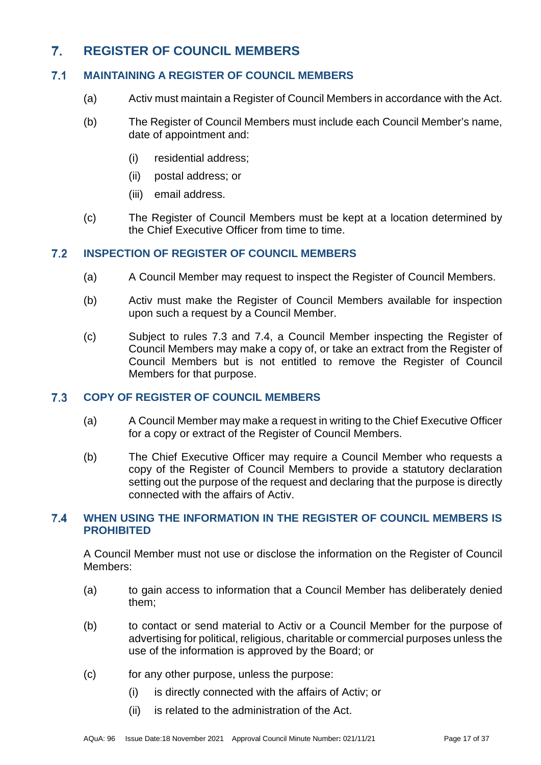# 7. REGISTER OF COUNCIL MEMBERS

## 7.1 MAINTAINING A REGISTER OF COUNCIL MEMBERS

(a) Activ must maintain a Register of Council Members in accordance with the Act.

(b) The Register of Council Members must include each Council Member's name, date of appointment and:

- (i) residential address;
- (ii) postal address; or
- (iii) email address.

(c) The Register of Council Members must be kept at a location determined by the Chief Executive Officer from time to time.

## 7.2 INSPECTION OF REGISTER OF COUNCIL MEMBERS

(a) A Council Member may request to inspect the Register of Council Members.

(b) Activ must make the Register of Council Members available for inspection upon such a request by a Council Member.

(c) Subject to rules 7.3 and 7.4, a Council Member inspecting the Register of Council Members may make a copy of, or take an extract from the Register of Council Members but is not entitled to remove the Register of Council Members for that purpose.

## 7.3 COPY OF REGISTER OF COUNCIL MEMBERS

(a) A Council Member may make a request in writing to the Chief Executive Officer for a copy or extract of the Register of Council Members.

(b) The Chief Executive Officer may require a Council Member who requests a copy of the Register of Council Members to provide a statutory declaration setting out the purpose of the request and declaring that the purpose is directly connected with the affairs of Activ.

## 7.4 WHEN USING THE INFORMATION IN THE REGISTER OF COUNCIL MEMBERS IS PROHIBITED

A Council Member must not use or disclose the information on the Register of Council Members:

(a) to gain access to information that a Council Member has deliberately denied them;

(b) to contact or send material to Activ or a Council Member for the purpose of advertising for political, religious, charitable or commercial purposes unless the use of the information is approved by the Board; or

(c) for any other purpose, unless the purpose:

- (i) is directly connected with the affairs of Activ; or
- (ii) is related to the administration of the Act.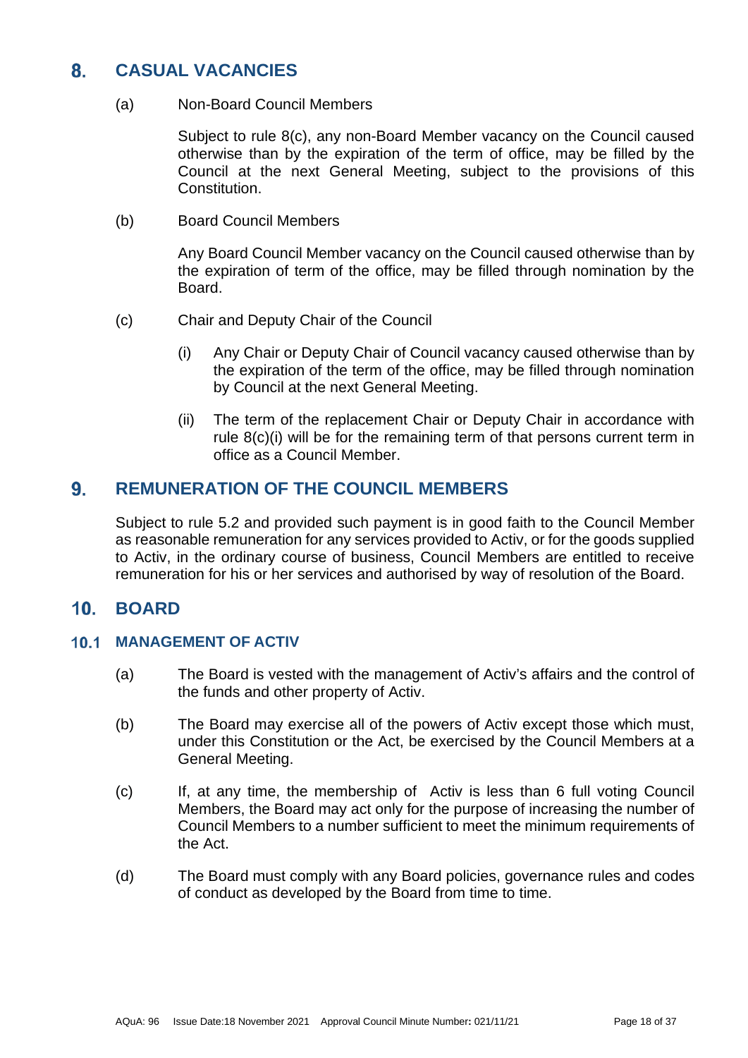## 8. CASUAL VACANCIES

(a) Non-Board Council Members

Subject to rule 8(c), any non-Board Member vacancy on the Council caused otherwise than by the expiration of the term of office, may be filled by the Council at the next General Meeting, subject to the provisions of this Constitution.

(b) Board Council Members

Any Board Council Member vacancy on the Council caused otherwise than by the expiration of term of the office, may be filled through nomination by the Board.

(c) Chair and Deputy Chair of the Council

(i) Any Chair or Deputy Chair of Council vacancy caused otherwise than by the expiration of the term of the office, may be filled through nomination by Council at the next General Meeting.

(ii) The term of the replacement Chair or Deputy Chair in accordance with rule 8(c)(i) will be for the remaining term of that persons current term in office as a Council Member.

## 9. REMUNERATION OF THE COUNCIL MEMBERS

Subject to rule 5.2 and provided such payment is in good faith to the Council Member as reasonable remuneration for any services provided to Activ, or for the goods supplied to Activ, in the ordinary course of business, Council Members are entitled to receive remuneration for his or her services and authorised by way of resolution of the Board.

## 10. BOARD

### 10.1 MANAGEMENT OF ACTIV

(a) The Board is vested with the management of Activ's affairs and the control of the funds and other property of Activ.

(b) The Board may exercise all of the powers of Activ except those which must, under this Constitution or the Act, be exercised by the Council Members at a General Meeting.

(c) If, at any time, the membership of Activ is less than 6 full voting Council Members, the Board may act only for the purpose of increasing the number of Council Members to a number sufficient to meet the minimum requirements of the Act.

(d) The Board must comply with any Board policies, governance rules and codes of conduct as developed by the Board from time to time.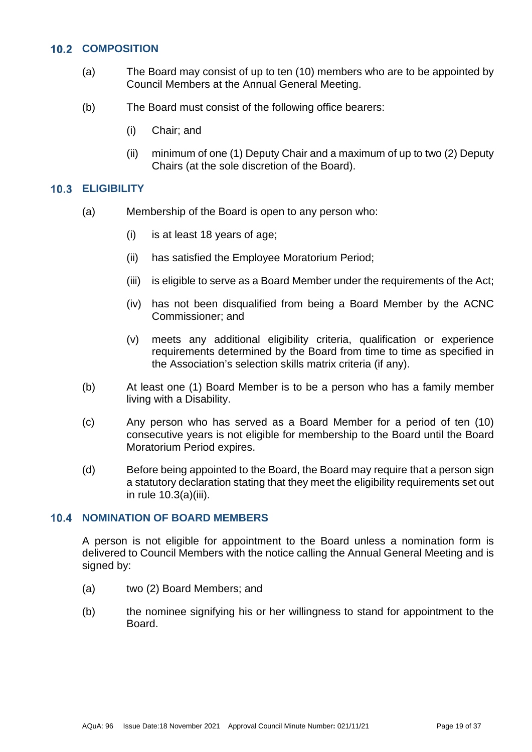## 10.2 COMPOSITION

(a) The Board may consist of up to ten (10) members who are to be appointed by Council Members at the Annual General Meeting.

(b) The Board must consist of the following office bearers:

  (i) Chair; and

  (ii) minimum of one (1) Deputy Chair and a maximum of up to two (2) Deputy Chairs (at the sole discretion of the Board).

## 10.3 ELIGIBILITY

(a) Membership of the Board is open to any person who:

  (i) is at least 18 years of age;

  (ii) has satisfied the Employee Moratorium Period;

  (iii) is eligible to serve as a Board Member under the requirements of the Act;

  (iv) has not been disqualified from being a Board Member by the ACNC Commissioner; and

  (v) meets any additional eligibility criteria, qualification or experience requirements determined by the Board from time to time as specified in the Association's selection skills matrix criteria (if any).

(b) At least one (1) Board Member is to be a person who has a family member living with a Disability.

(c) Any person who has served as a Board Member for a period of ten (10) consecutive years is not eligible for membership to the Board until the Board Moratorium Period expires.

(d) Before being appointed to the Board, the Board may require that a person sign a statutory declaration stating that they meet the eligibility requirements set out in rule 10.3(a)(iii).

## 10.4 NOMINATION OF BOARD MEMBERS

A person is not eligible for appointment to the Board unless a nomination form is delivered to Council Members with the notice calling the Annual General Meeting and is signed by:

(a) two (2) Board Members; and

(b) the nominee signifying his or her willingness to stand for appointment to the Board.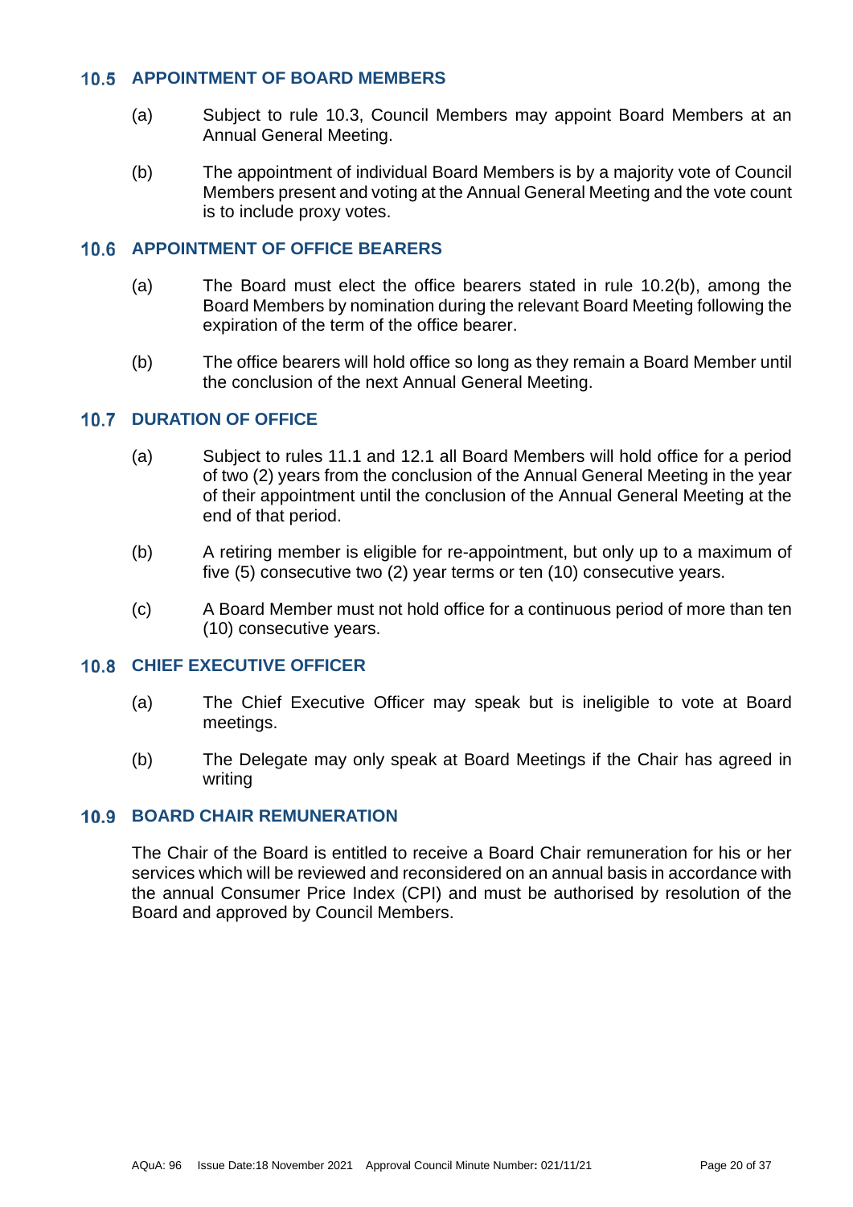## 10.5 APPOINTMENT OF BOARD MEMBERS

(a) Subject to rule 10.3, Council Members may appoint Board Members at an Annual General Meeting.

(b) The appointment of individual Board Members is by a majority vote of Council Members present and voting at the Annual General Meeting and the vote count is to include proxy votes.

## 10.6 APPOINTMENT OF OFFICE BEARERS

(a) The Board must elect the office bearers stated in rule 10.2(b), among the Board Members by nomination during the relevant Board Meeting following the expiration of the term of the office bearer.

(b) The office bearers will hold office so long as they remain a Board Member until the conclusion of the next Annual General Meeting.

## 10.7 DURATION OF OFFICE

(a) Subject to rules 11.1 and 12.1 all Board Members will hold office for a period of two (2) years from the conclusion of the Annual General Meeting in the year of their appointment until the conclusion of the Annual General Meeting at the end of that period.

(b) A retiring member is eligible for re-appointment, but only up to a maximum of five (5) consecutive two (2) year terms or ten (10) consecutive years.

(c) A Board Member must not hold office for a continuous period of more than ten (10) consecutive years.

## 10.8 CHIEF EXECUTIVE OFFICER

(a) The Chief Executive Officer may speak but is ineligible to vote at Board meetings.

(b) The Delegate may only speak at Board Meetings if the Chair has agreed in writing

## 10.9 BOARD CHAIR REMUNERATION

The Chair of the Board is entitled to receive a Board Chair remuneration for his or her services which will be reviewed and reconsidered on an annual basis in accordance with the annual Consumer Price Index (CPI) and must be authorised by resolution of the Board and approved by Council Members.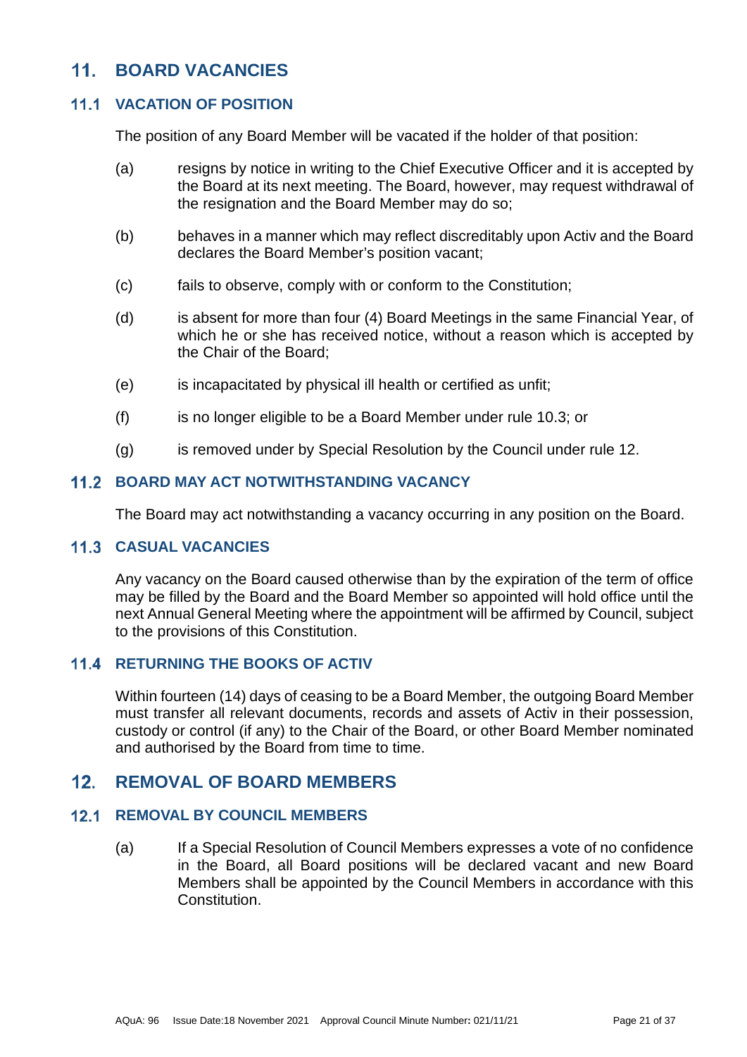## 11. BOARD VACANCIES

### 11.1 VACATION OF POSITION

The position of any Board Member will be vacated if the holder of that position:

(a) resigns by notice in writing to the Chief Executive Officer and it is accepted by the Board at its next meeting. The Board, however, may request withdrawal of the resignation and the Board Member may do so;

(b) behaves in a manner which may reflect discreditably upon Activ and the Board declares the Board Member's position vacant;

(c) fails to observe, comply with or conform to the Constitution;

(d) is absent for more than four (4) Board Meetings in the same Financial Year, of which he or she has received notice, without a reason which is accepted by the Chair of the Board;

(e) is incapacitated by physical ill health or certified as unfit;

(f) is no longer eligible to be a Board Member under rule 10.3; or

(g) is removed under by Special Resolution by the Council under rule 12.

### 11.2 BOARD MAY ACT NOTWITHSTANDING VACANCY

The Board may act notwithstanding a vacancy occurring in any position on the Board.

### 11.3 CASUAL VACANCIES

Any vacancy on the Board caused otherwise than by the expiration of the term of office may be filled by the Board and the Board Member so appointed will hold office until the next Annual General Meeting where the appointment will be affirmed by Council, subject to the provisions of this Constitution.

### 11.4 RETURNING THE BOOKS OF ACTIV

Within fourteen (14) days of ceasing to be a Board Member, the outgoing Board Member must transfer all relevant documents, records and assets of Activ in their possession, custody or control (if any) to the Chair of the Board, or other Board Member nominated and authorised by the Board from time to time.

## 12. REMOVAL OF BOARD MEMBERS

### 12.1 REMOVAL BY COUNCIL MEMBERS

(a) If a Special Resolution of Council Members expresses a vote of no confidence in the Board, all Board positions will be declared vacant and new Board Members shall be appointed by the Council Members in accordance with this Constitution.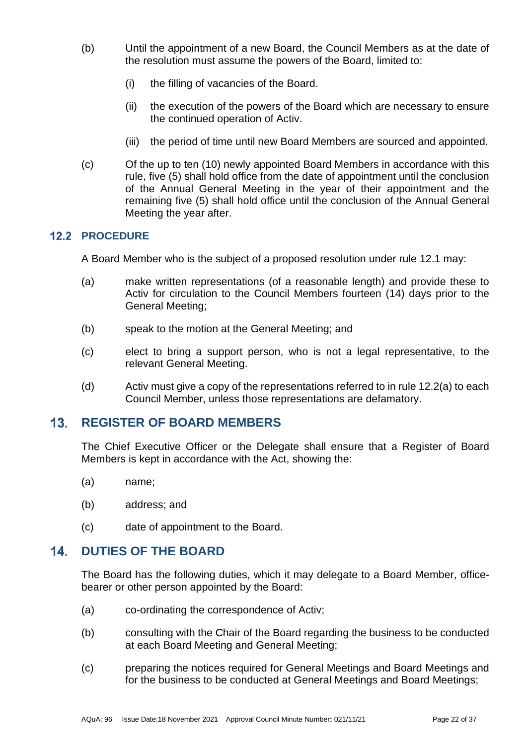(b) Until the appointment of a new Board, the Council Members as at the date of the resolution must assume the powers of the Board, limited to:

   (i) the filling of vacancies of the Board.

   (ii) the execution of the powers of the Board which are necessary to ensure the continued operation of Activ.

   (iii) the period of time until new Board Members are sourced and appointed.

(c) Of the up to ten (10) newly appointed Board Members in accordance with this rule, five (5) shall hold office from the date of appointment until the conclusion of the Annual General Meeting in the year of their appointment and the remaining five (5) shall hold office until the conclusion of the Annual General Meeting the year after.

### 12.2 PROCEDURE

A Board Member who is the subject of a proposed resolution under rule 12.1 may:

(a) make written representations (of a reasonable length) and provide these to Activ for circulation to the Council Members fourteen (14) days prior to the General Meeting;

(b) speak to the motion at the General Meeting; and

(c) elect to bring a support person, who is not a legal representative, to the relevant General Meeting.

(d) Activ must give a copy of the representations referred to in rule 12.2(a) to each Council Member, unless those representations are defamatory.

## 13. REGISTER OF BOARD MEMBERS

The Chief Executive Officer or the Delegate shall ensure that a Register of Board Members is kept in accordance with the Act, showing the:

(a) name;

(b) address; and

(c) date of appointment to the Board.

## 14. DUTIES OF THE BOARD

The Board has the following duties, which it may delegate to a Board Member, office-bearer or other person appointed by the Board:

(a) co-ordinating the correspondence of Activ;

(b) consulting with the Chair of the Board regarding the business to be conducted at each Board Meeting and General Meeting;

(c) preparing the notices required for General Meetings and Board Meetings and for the business to be conducted at General Meetings and Board Meetings;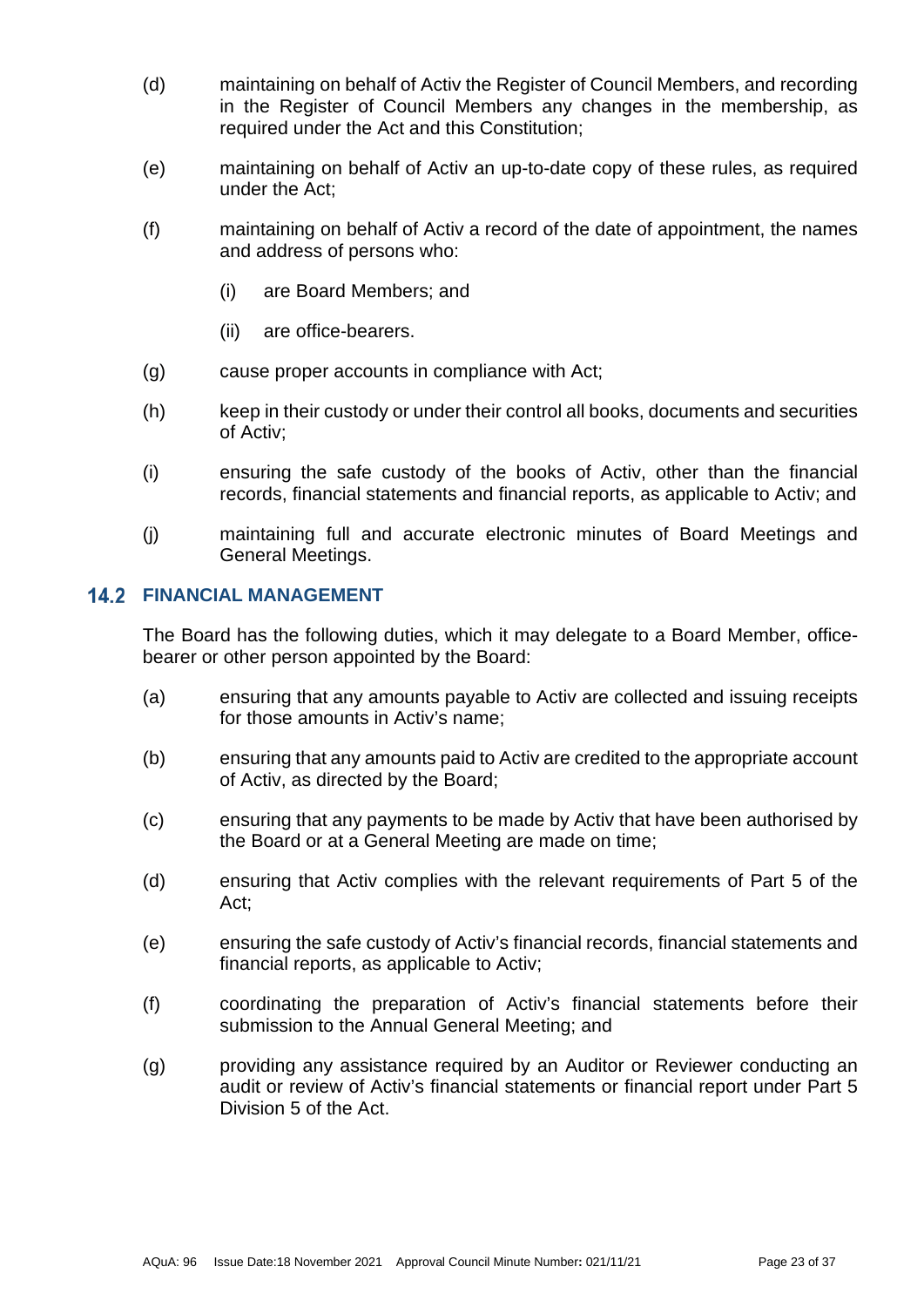(d) maintaining on behalf of Activ the Register of Council Members, and recording in the Register of Council Members any changes in the membership, as required under the Act and this Constitution;

(e) maintaining on behalf of Activ an up-to-date copy of these rules, as required under the Act;

(f) maintaining on behalf of Activ a record of the date of appointment, the names and address of persons who:

   (i) are Board Members; and

   (ii) are office-bearers.

(g) cause proper accounts in compliance with Act;

(h) keep in their custody or under their control all books, documents and securities of Activ;

(i) ensuring the safe custody of the books of Activ, other than the financial records, financial statements and financial reports, as applicable to Activ; and

(j) maintaining full and accurate electronic minutes of Board Meetings and General Meetings.

### 14.2 FINANCIAL MANAGEMENT

The Board has the following duties, which it may delegate to a Board Member, office-bearer or other person appointed by the Board:

(a) ensuring that any amounts payable to Activ are collected and issuing receipts for those amounts in Activ's name;

(b) ensuring that any amounts paid to Activ are credited to the appropriate account of Activ, as directed by the Board;

(c) ensuring that any payments to be made by Activ that have been authorised by the Board or at a General Meeting are made on time;

(d) ensuring that Activ complies with the relevant requirements of Part 5 of the Act;

(e) ensuring the safe custody of Activ's financial records, financial statements and financial reports, as applicable to Activ;

(f) coordinating the preparation of Activ's financial statements before their submission to the Annual General Meeting; and

(g) providing any assistance required by an Auditor or Reviewer conducting an audit or review of Activ's financial statements or financial report under Part 5 Division 5 of the Act.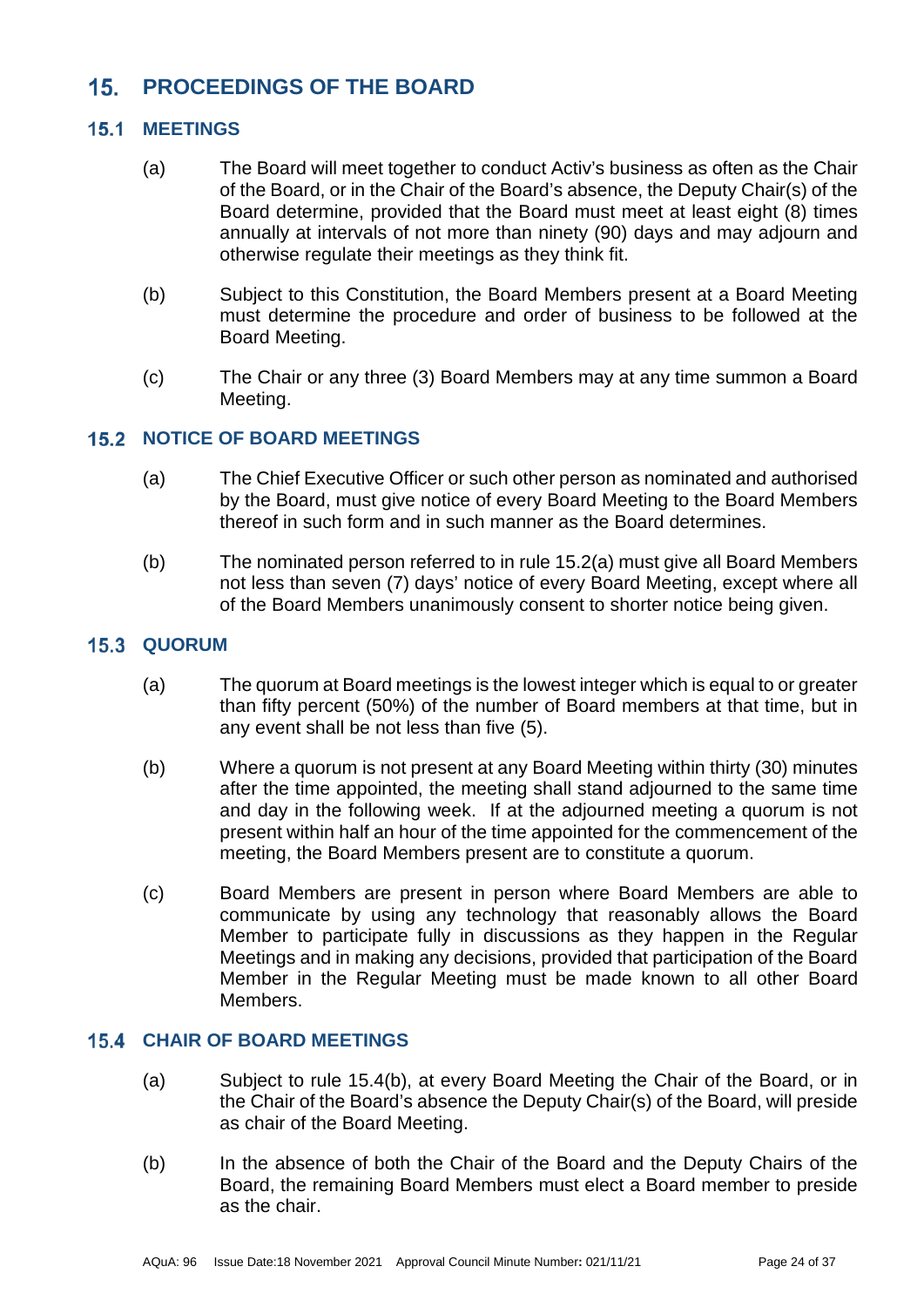# 15. PROCEEDINGS OF THE BOARD

## 15.1 MEETINGS

(a) The Board will meet together to conduct Activ's business as often as the Chair of the Board, or in the Chair of the Board's absence, the Deputy Chair(s) of the Board determine, provided that the Board must meet at least eight (8) times annually at intervals of not more than ninety (90) days and may adjourn and otherwise regulate their meetings as they think fit.

(b) Subject to this Constitution, the Board Members present at a Board Meeting must determine the procedure and order of business to be followed at the Board Meeting.

(c) The Chair or any three (3) Board Members may at any time summon a Board Meeting.

## 15.2 NOTICE OF BOARD MEETINGS

(a) The Chief Executive Officer or such other person as nominated and authorised by the Board, must give notice of every Board Meeting to the Board Members thereof in such form and in such manner as the Board determines.

(b) The nominated person referred to in rule 15.2(a) must give all Board Members not less than seven (7) days' notice of every Board Meeting, except where all of the Board Members unanimously consent to shorter notice being given.

## 15.3 QUORUM

(a) The quorum at Board meetings is the lowest integer which is equal to or greater than fifty percent (50%) of the number of Board members at that time, but in any event shall be not less than five (5).

(b) Where a quorum is not present at any Board Meeting within thirty (30) minutes after the time appointed, the meeting shall stand adjourned to the same time and day in the following week. If at the adjourned meeting a quorum is not present within half an hour of the time appointed for the commencement of the meeting, the Board Members present are to constitute a quorum.

(c) Board Members are present in person where Board Members are able to communicate by using any technology that reasonably allows the Board Member to participate fully in discussions as they happen in the Regular Meetings and in making any decisions, provided that participation of the Board Member in the Regular Meeting must be made known to all other Board Members.

## 15.4 CHAIR OF BOARD MEETINGS

(a) Subject to rule 15.4(b), at every Board Meeting the Chair of the Board, or in the Chair of the Board's absence the Deputy Chair(s) of the Board, will preside as chair of the Board Meeting.

(b) In the absence of both the Chair of the Board and the Deputy Chairs of the Board, the remaining Board Members must elect a Board member to preside as the chair.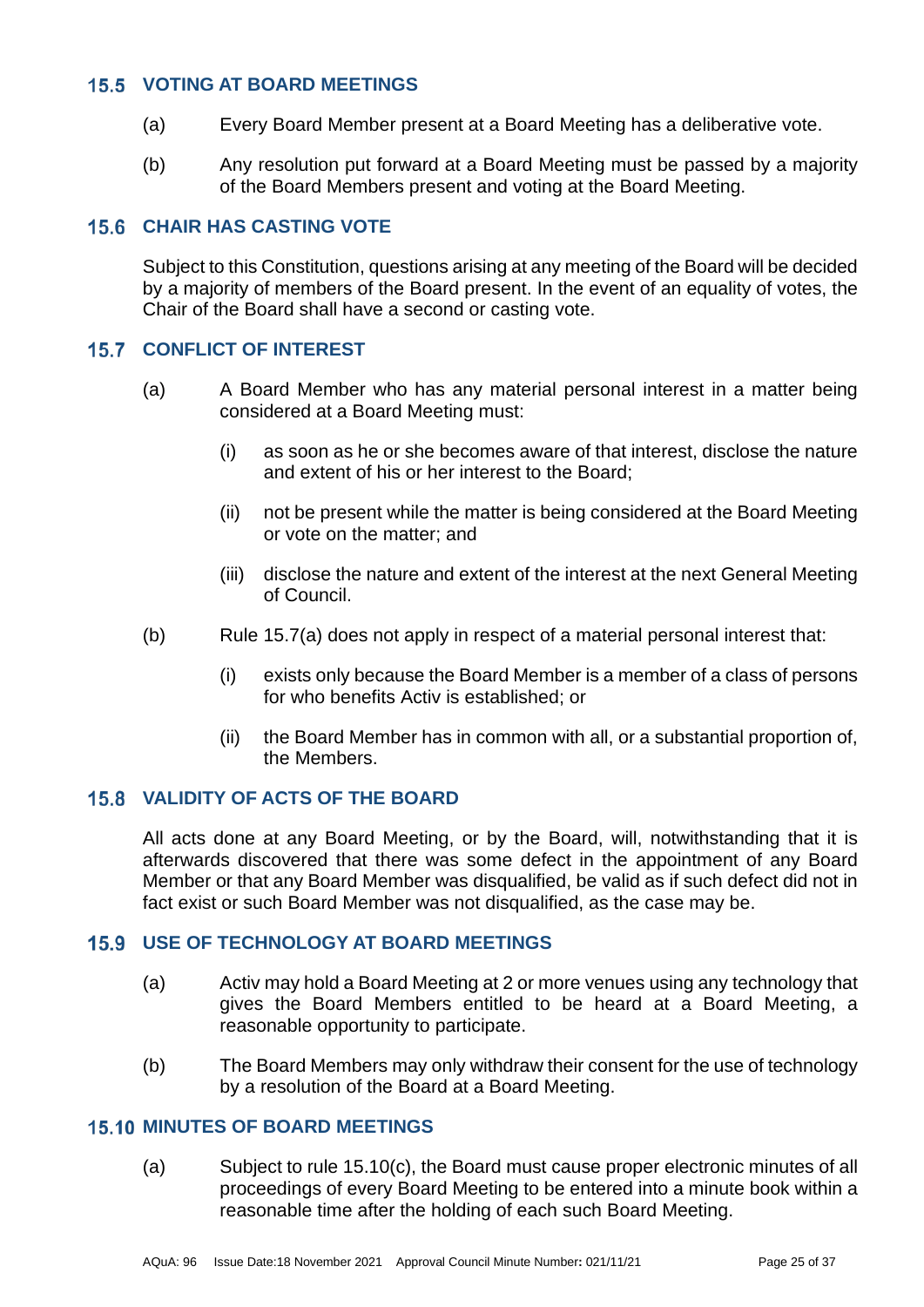### 15.5 VOTING AT BOARD MEETINGS

(a) Every Board Member present at a Board Meeting has a deliberative vote.

(b) Any resolution put forward at a Board Meeting must be passed by a majority of the Board Members present and voting at the Board Meeting.

### 15.6 CHAIR HAS CASTING VOTE

Subject to this Constitution, questions arising at any meeting of the Board will be decided by a majority of members of the Board present. In the event of an equality of votes, the Chair of the Board shall have a second or casting vote.

### 15.7 CONFLICT OF INTEREST

(a) A Board Member who has any material personal interest in a matter being considered at a Board Meeting must:

   (i) as soon as he or she becomes aware of that interest, disclose the nature and extent of his or her interest to the Board;

   (ii) not be present while the matter is being considered at the Board Meeting or vote on the matter; and

   (iii) disclose the nature and extent of the interest at the next General Meeting of Council.

(b) Rule 15.7(a) does not apply in respect of a material personal interest that:

   (i) exists only because the Board Member is a member of a class of persons for who benefits Activ is established; or

   (ii) the Board Member has in common with all, or a substantial proportion of, the Members.

### 15.8 VALIDITY OF ACTS OF THE BOARD

All acts done at any Board Meeting, or by the Board, will, notwithstanding that it is afterwards discovered that there was some defect in the appointment of any Board Member or that any Board Member was disqualified, be valid as if such defect did not in fact exist or such Board Member was not disqualified, as the case may be.

### 15.9 USE OF TECHNOLOGY AT BOARD MEETINGS

(a) Activ may hold a Board Meeting at 2 or more venues using any technology that gives the Board Members entitled to be heard at a Board Meeting, a reasonable opportunity to participate.

(b) The Board Members may only withdraw their consent for the use of technology by a resolution of the Board at a Board Meeting.

### 15.10 MINUTES OF BOARD MEETINGS

(a) Subject to rule 15.10(c), the Board must cause proper electronic minutes of all proceedings of every Board Meeting to be entered into a minute book within a reasonable time after the holding of each such Board Meeting.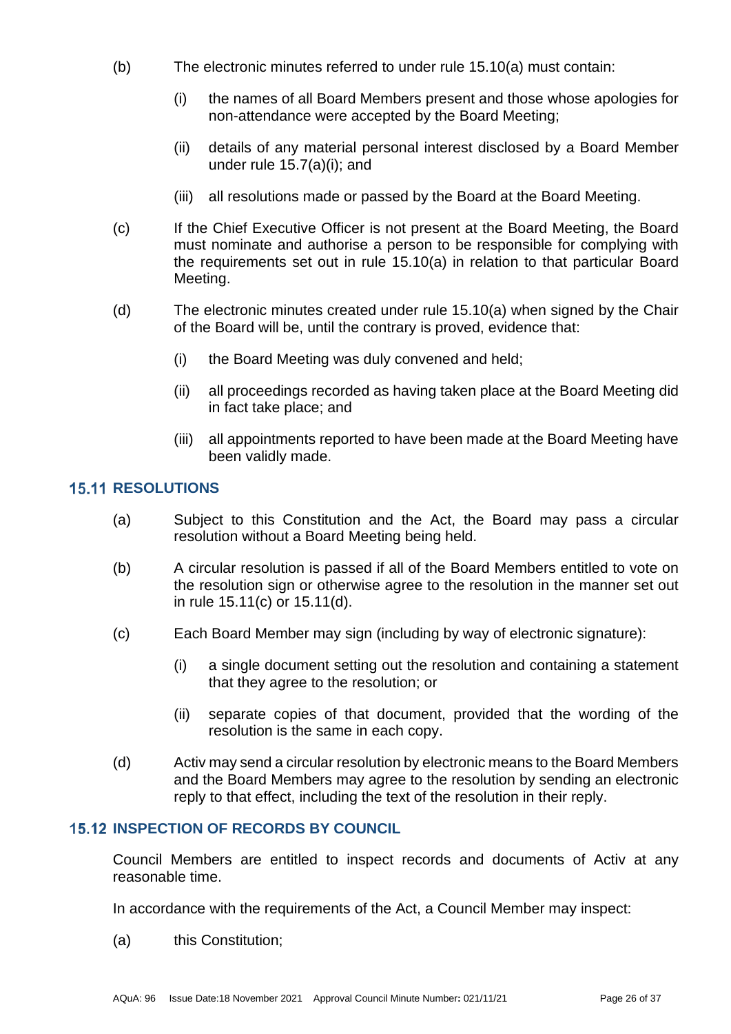(b) The electronic minutes referred to under rule 15.10(a) must contain:

  (i) the names of all Board Members present and those whose apologies for non-attendance were accepted by the Board Meeting;

  (ii) details of any material personal interest disclosed by a Board Member under rule 15.7(a)(i); and

  (iii) all resolutions made or passed by the Board at the Board Meeting.

(c) If the Chief Executive Officer is not present at the Board Meeting, the Board must nominate and authorise a person to be responsible for complying with the requirements set out in rule 15.10(a) in relation to that particular Board Meeting.

(d) The electronic minutes created under rule 15.10(a) when signed by the Chair of the Board will be, until the contrary is proved, evidence that:

  (i) the Board Meeting was duly convened and held;

  (ii) all proceedings recorded as having taken place at the Board Meeting did in fact take place; and

  (iii) all appointments reported to have been made at the Board Meeting have been validly made.

## 15.11 RESOLUTIONS

(a) Subject to this Constitution and the Act, the Board may pass a circular resolution without a Board Meeting being held.

(b) A circular resolution is passed if all of the Board Members entitled to vote on the resolution sign or otherwise agree to the resolution in the manner set out in rule 15.11(c) or 15.11(d).

(c) Each Board Member may sign (including by way of electronic signature):

  (i) a single document setting out the resolution and containing a statement that they agree to the resolution; or

  (ii) separate copies of that document, provided that the wording of the resolution is the same in each copy.

(d) Activ may send a circular resolution by electronic means to the Board Members and the Board Members may agree to the resolution by sending an electronic reply to that effect, including the text of the resolution in their reply.

## 15.12 INSPECTION OF RECORDS BY COUNCIL

Council Members are entitled to inspect records and documents of Activ at any reasonable time.

In accordance with the requirements of the Act, a Council Member may inspect:

(a) this Constitution;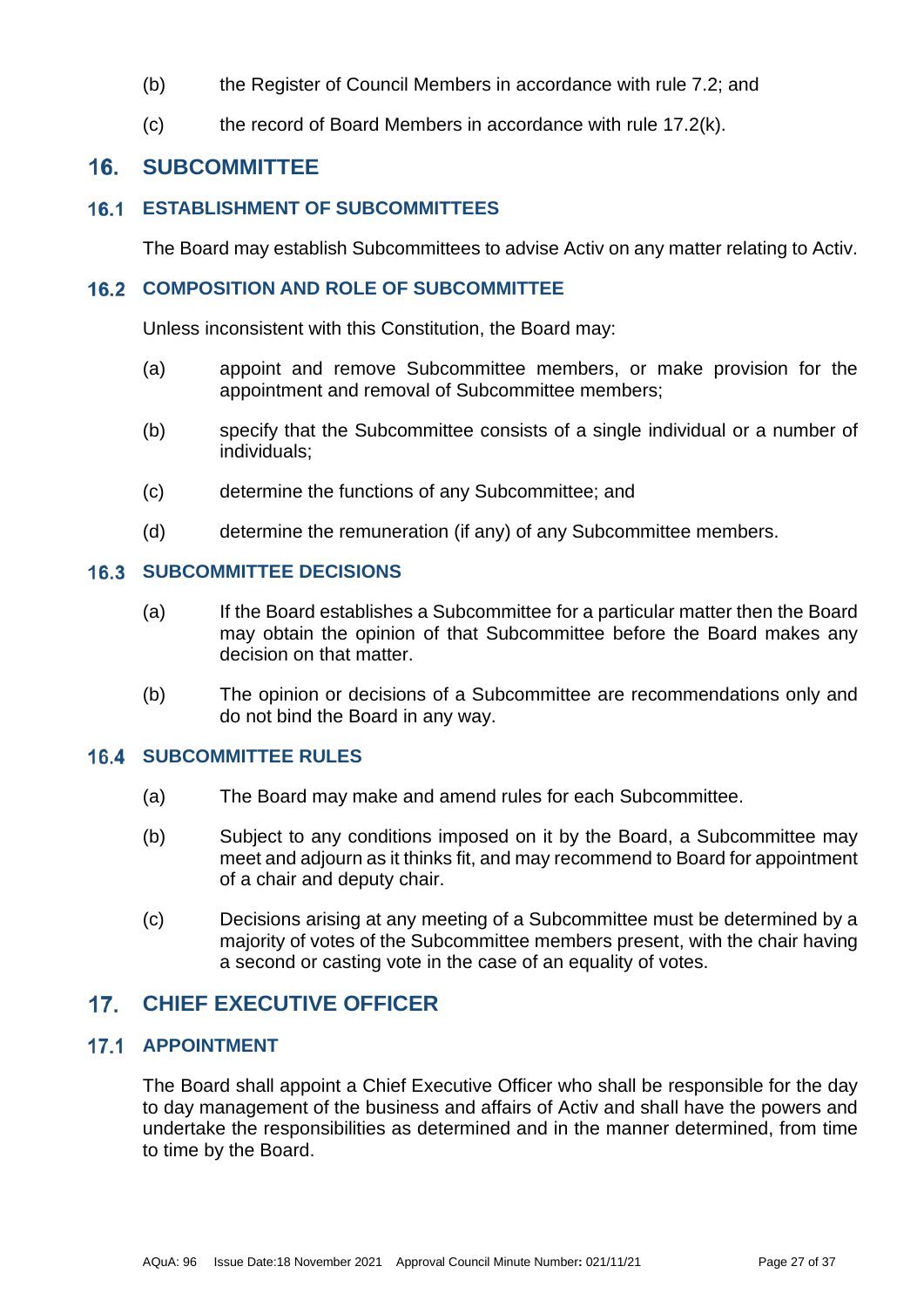(b) the Register of Council Members in accordance with rule 7.2; and

(c) the record of Board Members in accordance with rule 17.2(k).

## 16. SUBCOMMITTEE

### 16.1 ESTABLISHMENT OF SUBCOMMITTEES

The Board may establish Subcommittees to advise Activ on any matter relating to Activ.

### 16.2 COMPOSITION AND ROLE OF SUBCOMMITTEE

Unless inconsistent with this Constitution, the Board may:

(a) appoint and remove Subcommittee members, or make provision for the appointment and removal of Subcommittee members;

(b) specify that the Subcommittee consists of a single individual or a number of individuals;

(c) determine the functions of any Subcommittee; and

(d) determine the remuneration (if any) of any Subcommittee members.

### 16.3 SUBCOMMITTEE DECISIONS

(a) If the Board establishes a Subcommittee for a particular matter then the Board may obtain the opinion of that Subcommittee before the Board makes any decision on that matter.

(b) The opinion or decisions of a Subcommittee are recommendations only and do not bind the Board in any way.

### 16.4 SUBCOMMITTEE RULES

(a) The Board may make and amend rules for each Subcommittee.

(b) Subject to any conditions imposed on it by the Board, a Subcommittee may meet and adjourn as it thinks fit, and may recommend to Board for appointment of a chair and deputy chair.

(c) Decisions arising at any meeting of a Subcommittee must be determined by a majority of votes of the Subcommittee members present, with the chair having a second or casting vote in the case of an equality of votes.

## 17. CHIEF EXECUTIVE OFFICER

### 17.1 APPOINTMENT

The Board shall appoint a Chief Executive Officer who shall be responsible for the day to day management of the business and affairs of Activ and shall have the powers and undertake the responsibilities as determined and in the manner determined, from time to time by the Board.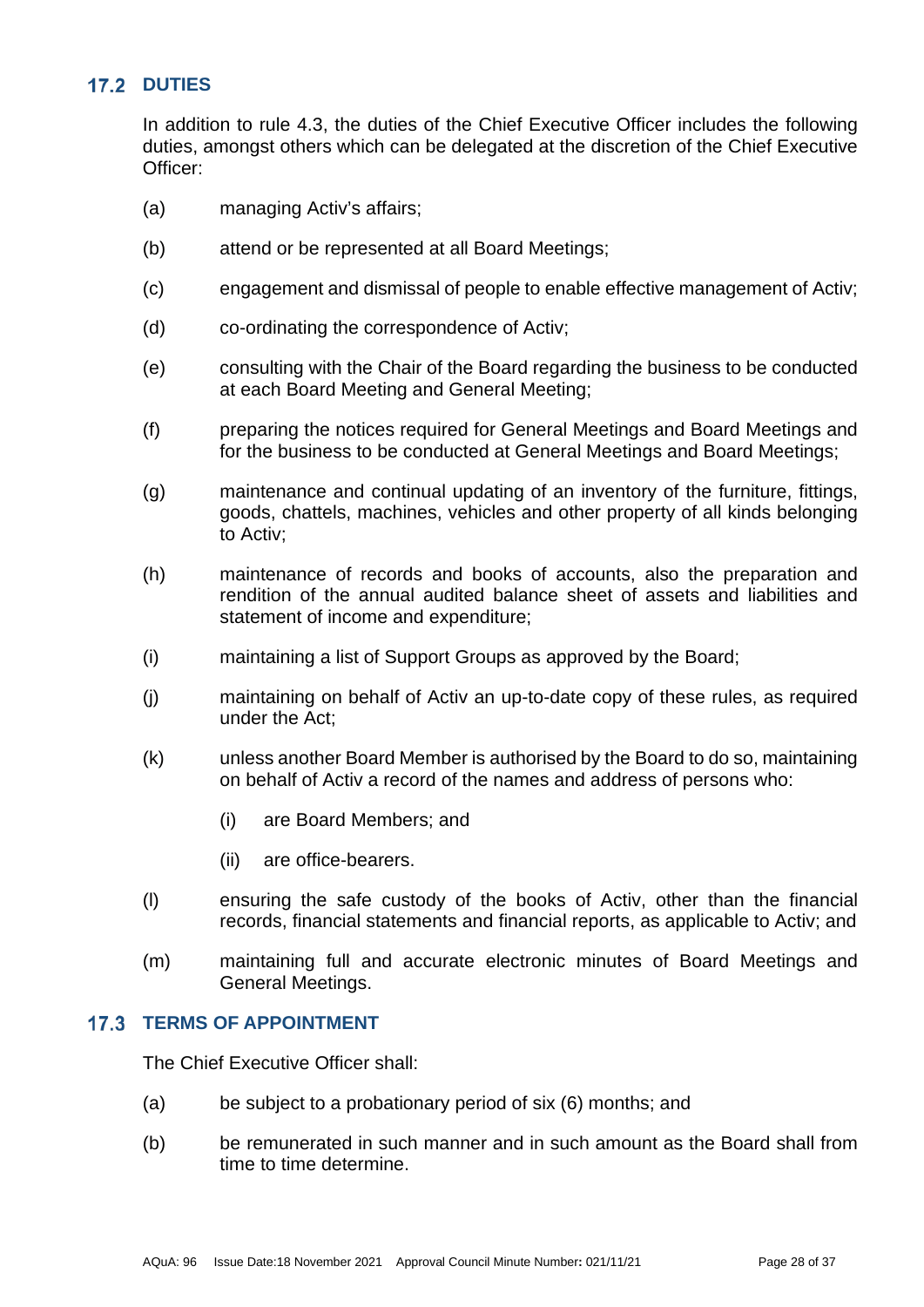## 17.2 DUTIES

In addition to rule 4.3, the duties of the Chief Executive Officer includes the following duties, amongst others which can be delegated at the discretion of the Chief Executive Officer:

(a) managing Activ's affairs;

(b) attend or be represented at all Board Meetings;

(c) engagement and dismissal of people to enable effective management of Activ;

(d) co-ordinating the correspondence of Activ;

(e) consulting with the Chair of the Board regarding the business to be conducted at each Board Meeting and General Meeting;

(f) preparing the notices required for General Meetings and Board Meetings and for the business to be conducted at General Meetings and Board Meetings;

(g) maintenance and continual updating of an inventory of the furniture, fittings, goods, chattels, machines, vehicles and other property of all kinds belonging to Activ;

(h) maintenance of records and books of accounts, also the preparation and rendition of the annual audited balance sheet of assets and liabilities and statement of income and expenditure;

(i) maintaining a list of Support Groups as approved by the Board;

(j) maintaining on behalf of Activ an up-to-date copy of these rules, as required under the Act;

(k) unless another Board Member is authorised by the Board to do so, maintaining on behalf of Activ a record of the names and address of persons who:

   (i) are Board Members; and

   (ii) are office-bearers.

(l) ensuring the safe custody of the books of Activ, other than the financial records, financial statements and financial reports, as applicable to Activ; and

(m) maintaining full and accurate electronic minutes of Board Meetings and General Meetings.

## 17.3 TERMS OF APPOINTMENT

The Chief Executive Officer shall:

(a) be subject to a probationary period of six (6) months; and

(b) be remunerated in such manner and in such amount as the Board shall from time to time determine.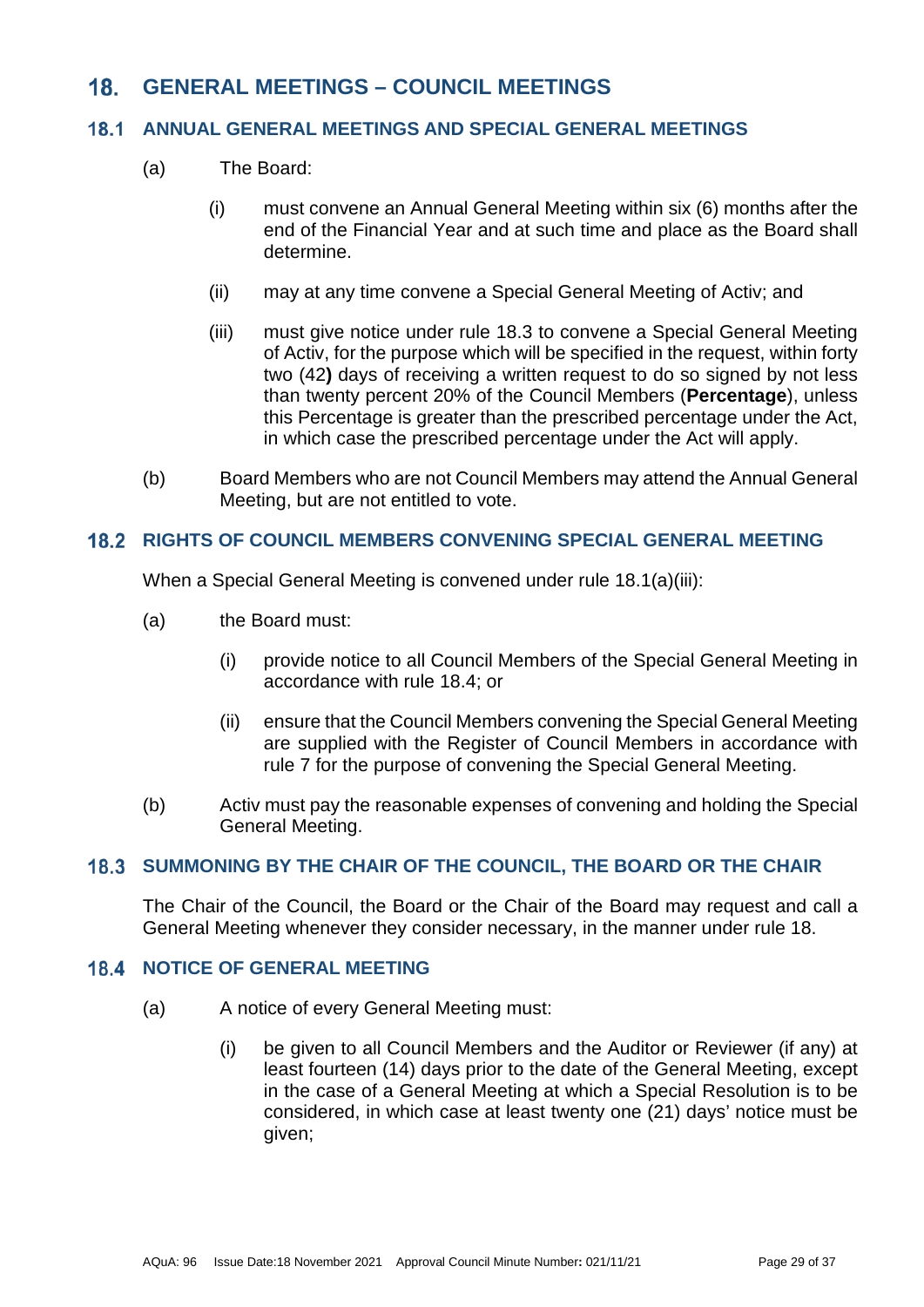# 18. GENERAL MEETINGS – COUNCIL MEETINGS

## 18.1 ANNUAL GENERAL MEETINGS AND SPECIAL GENERAL MEETINGS

(a) The Board:

(i) must convene an Annual General Meeting within six (6) months after the end of the Financial Year and at such time and place as the Board shall determine.

(ii) may at any time convene a Special General Meeting of Activ; and

(iii) must give notice under rule 18.3 to convene a Special General Meeting of Activ, for the purpose which will be specified in the request, within forty two (42**)** days of receiving a written request to do so signed by not less than twenty percent 20% of the Council Members (**Percentage**), unless this Percentage is greater than the prescribed percentage under the Act, in which case the prescribed percentage under the Act will apply.

(b) Board Members who are not Council Members may attend the Annual General Meeting, but are not entitled to vote.

## 18.2 RIGHTS OF COUNCIL MEMBERS CONVENING SPECIAL GENERAL MEETING

When a Special General Meeting is convened under rule 18.1(a)(iii):

(a) the Board must:

(i) provide notice to all Council Members of the Special General Meeting in accordance with rule 18.4; or

(ii) ensure that the Council Members convening the Special General Meeting are supplied with the Register of Council Members in accordance with rule 7 for the purpose of convening the Special General Meeting.

(b) Activ must pay the reasonable expenses of convening and holding the Special General Meeting.

## 18.3 SUMMONING BY THE CHAIR OF THE COUNCIL, THE BOARD OR THE CHAIR

The Chair of the Council, the Board or the Chair of the Board may request and call a General Meeting whenever they consider necessary, in the manner under rule 18.

## 18.4 NOTICE OF GENERAL MEETING

(a) A notice of every General Meeting must:

(i) be given to all Council Members and the Auditor or Reviewer (if any) at least fourteen (14) days prior to the date of the General Meeting, except in the case of a General Meeting at which a Special Resolution is to be considered, in which case at least twenty one (21) days' notice must be given;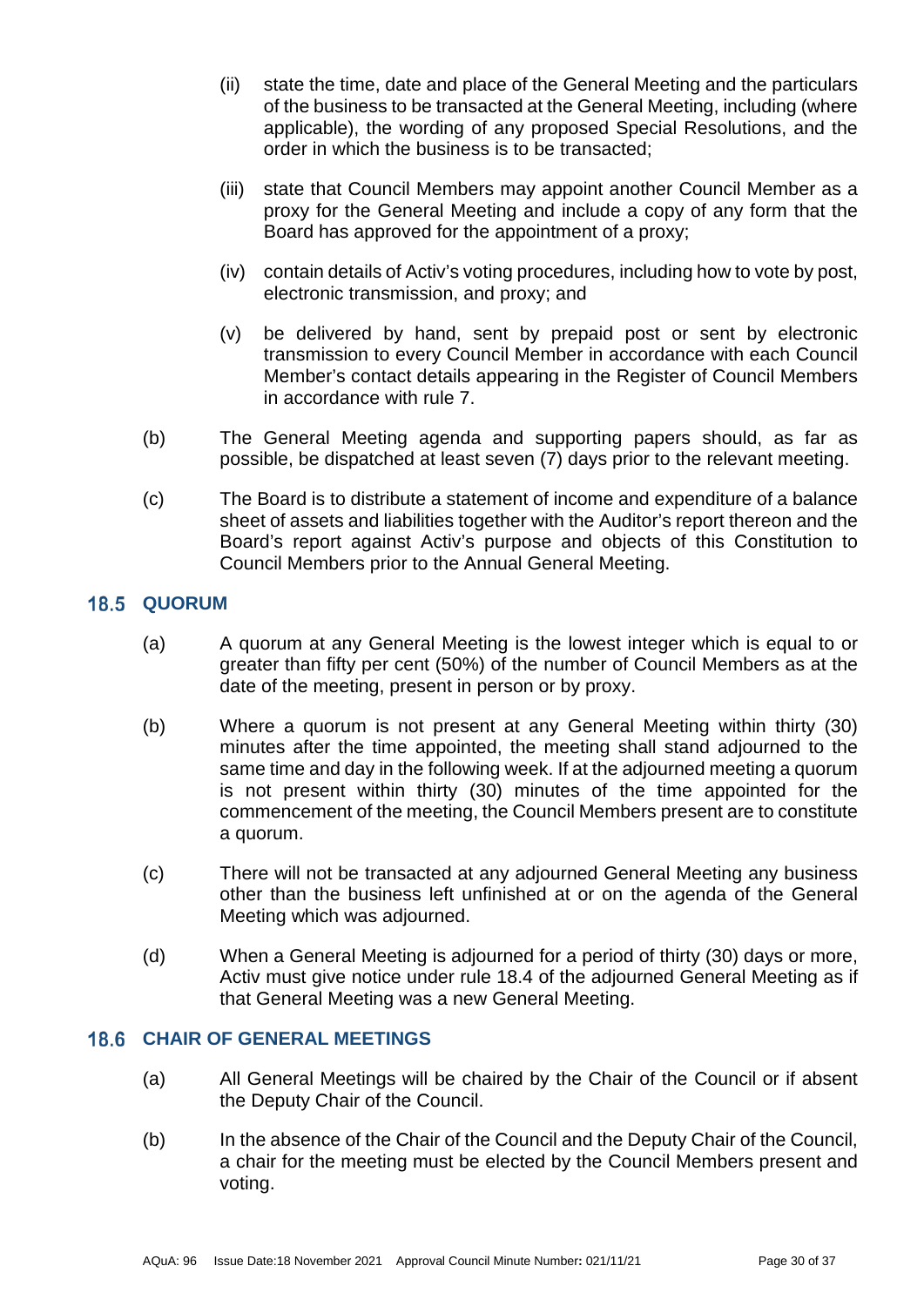(ii) state the time, date and place of the General Meeting and the particulars of the business to be transacted at the General Meeting, including (where applicable), the wording of any proposed Special Resolutions, and the order in which the business is to be transacted;

(iii) state that Council Members may appoint another Council Member as a proxy for the General Meeting and include a copy of any form that the Board has approved for the appointment of a proxy;

(iv) contain details of Activ's voting procedures, including how to vote by post, electronic transmission, and proxy; and

(v) be delivered by hand, sent by prepaid post or sent by electronic transmission to every Council Member in accordance with each Council Member's contact details appearing in the Register of Council Members in accordance with rule 7.

(b) The General Meeting agenda and supporting papers should, as far as possible, be dispatched at least seven (7) days prior to the relevant meeting.

(c) The Board is to distribute a statement of income and expenditure of a balance sheet of assets and liabilities together with the Auditor's report thereon and the Board's report against Activ's purpose and objects of this Constitution to Council Members prior to the Annual General Meeting.

## 18.5 QUORUM

(a) A quorum at any General Meeting is the lowest integer which is equal to or greater than fifty per cent (50%) of the number of Council Members as at the date of the meeting, present in person or by proxy.

(b) Where a quorum is not present at any General Meeting within thirty (30) minutes after the time appointed, the meeting shall stand adjourned to the same time and day in the following week. If at the adjourned meeting a quorum is not present within thirty (30) minutes of the time appointed for the commencement of the meeting, the Council Members present are to constitute a quorum.

(c) There will not be transacted at any adjourned General Meeting any business other than the business left unfinished at or on the agenda of the General Meeting which was adjourned.

(d) When a General Meeting is adjourned for a period of thirty (30) days or more, Activ must give notice under rule 18.4 of the adjourned General Meeting as if that General Meeting was a new General Meeting.

## 18.6 CHAIR OF GENERAL MEETINGS

(a) All General Meetings will be chaired by the Chair of the Council or if absent the Deputy Chair of the Council.

(b) In the absence of the Chair of the Council and the Deputy Chair of the Council, a chair for the meeting must be elected by the Council Members present and voting.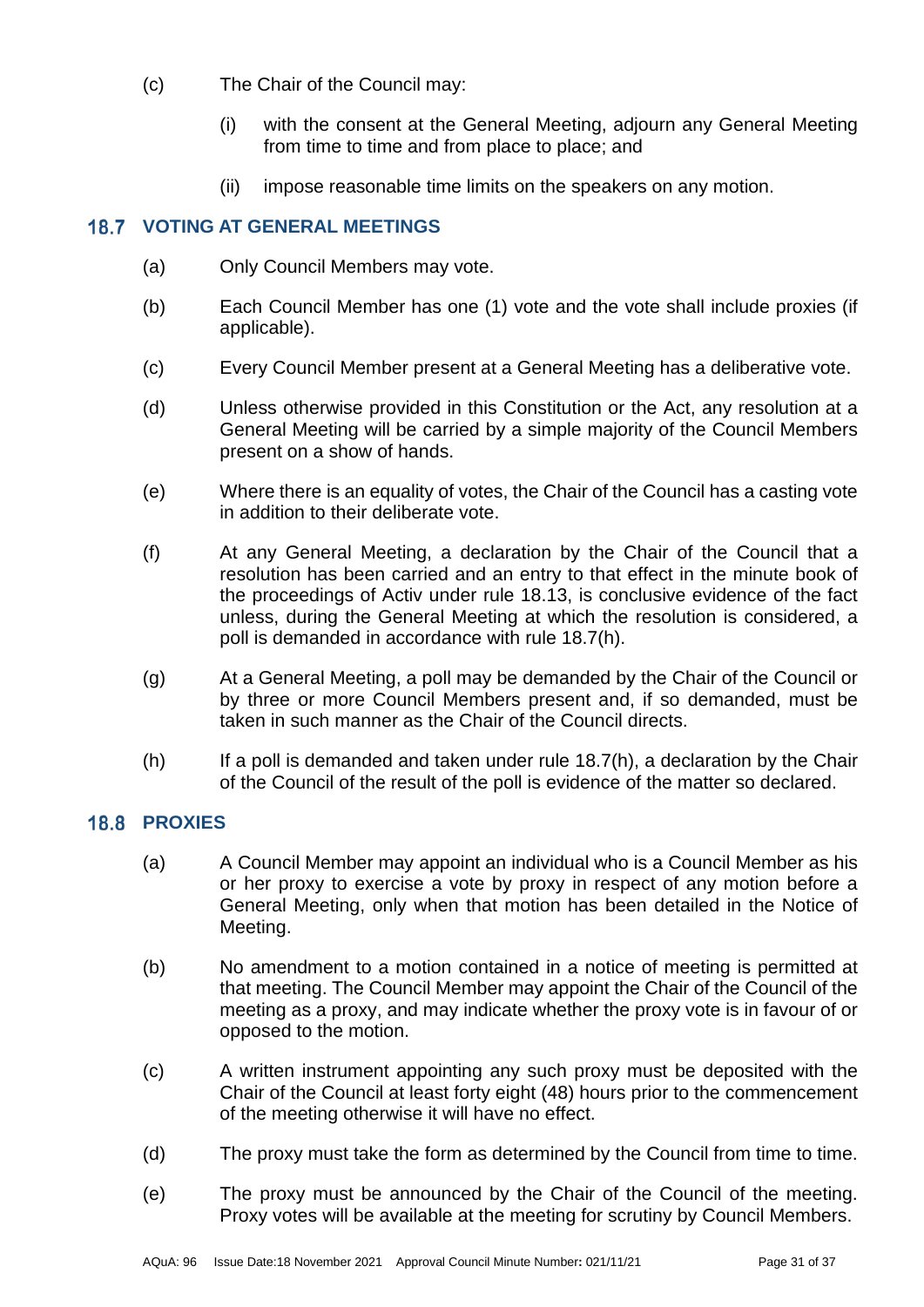(c) The Chair of the Council may:

(i) with the consent at the General Meeting, adjourn any General Meeting from time to time and from place to place; and

(ii) impose reasonable time limits on the speakers on any motion.

### 18.7 VOTING AT GENERAL MEETINGS

(a) Only Council Members may vote.

(b) Each Council Member has one (1) vote and the vote shall include proxies (if applicable).

(c) Every Council Member present at a General Meeting has a deliberative vote.

(d) Unless otherwise provided in this Constitution or the Act, any resolution at a General Meeting will be carried by a simple majority of the Council Members present on a show of hands.

(e) Where there is an equality of votes, the Chair of the Council has a casting vote in addition to their deliberate vote.

(f) At any General Meeting, a declaration by the Chair of the Council that a resolution has been carried and an entry to that effect in the minute book of the proceedings of Activ under rule 18.13, is conclusive evidence of the fact unless, during the General Meeting at which the resolution is considered, a poll is demanded in accordance with rule 18.7(h).

(g) At a General Meeting, a poll may be demanded by the Chair of the Council or by three or more Council Members present and, if so demanded, must be taken in such manner as the Chair of the Council directs.

(h) If a poll is demanded and taken under rule 18.7(h), a declaration by the Chair of the Council of the result of the poll is evidence of the matter so declared.

### 18.8 PROXIES

(a) A Council Member may appoint an individual who is a Council Member as his or her proxy to exercise a vote by proxy in respect of any motion before a General Meeting, only when that motion has been detailed in the Notice of Meeting.

(b) No amendment to a motion contained in a notice of meeting is permitted at that meeting. The Council Member may appoint the Chair of the Council of the meeting as a proxy, and may indicate whether the proxy vote is in favour of or opposed to the motion.

(c) A written instrument appointing any such proxy must be deposited with the Chair of the Council at least forty eight (48) hours prior to the commencement of the meeting otherwise it will have no effect.

(d) The proxy must take the form as determined by the Council from time to time.

(e) The proxy must be announced by the Chair of the Council of the meeting. Proxy votes will be available at the meeting for scrutiny by Council Members.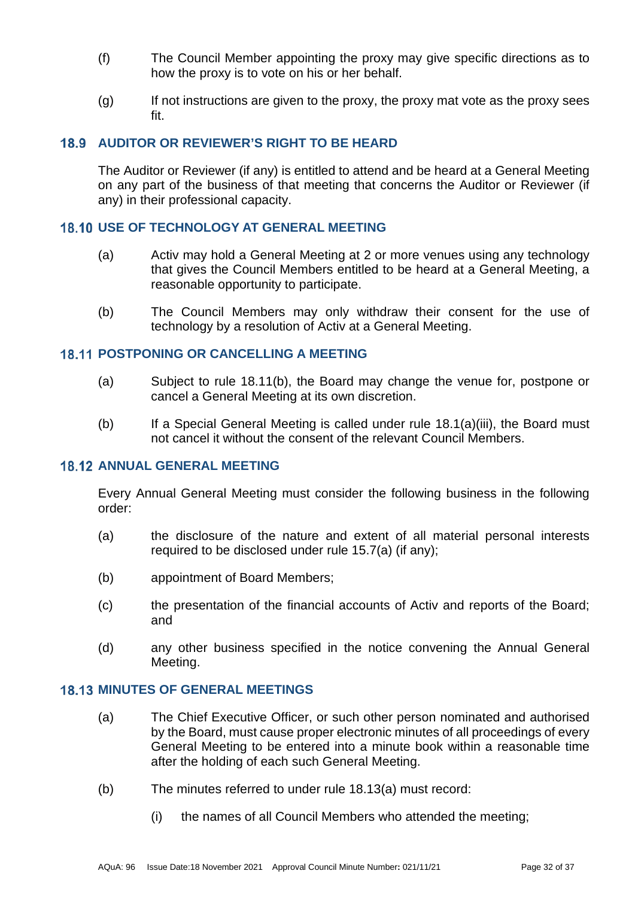(f) The Council Member appointing the proxy may give specific directions as to how the proxy is to vote on his or her behalf.

(g) If not instructions are given to the proxy, the proxy mat vote as the proxy sees fit.

## 18.9 AUDITOR OR REVIEWER'S RIGHT TO BE HEARD

The Auditor or Reviewer (if any) is entitled to attend and be heard at a General Meeting on any part of the business of that meeting that concerns the Auditor or Reviewer (if any) in their professional capacity.

## 18.10 USE OF TECHNOLOGY AT GENERAL MEETING

(a) Activ may hold a General Meeting at 2 or more venues using any technology that gives the Council Members entitled to be heard at a General Meeting, a reasonable opportunity to participate.

(b) The Council Members may only withdraw their consent for the use of technology by a resolution of Activ at a General Meeting.

## 18.11 POSTPONING OR CANCELLING A MEETING

(a) Subject to rule 18.11(b), the Board may change the venue for, postpone or cancel a General Meeting at its own discretion.

(b) If a Special General Meeting is called under rule 18.1(a)(iii), the Board must not cancel it without the consent of the relevant Council Members.

## 18.12 ANNUAL GENERAL MEETING

Every Annual General Meeting must consider the following business in the following order:

(a) the disclosure of the nature and extent of all material personal interests required to be disclosed under rule 15.7(a) (if any);

(b) appointment of Board Members;

(c) the presentation of the financial accounts of Activ and reports of the Board; and

(d) any other business specified in the notice convening the Annual General Meeting.

## 18.13 MINUTES OF GENERAL MEETINGS

(a) The Chief Executive Officer, or such other person nominated and authorised by the Board, must cause proper electronic minutes of all proceedings of every General Meeting to be entered into a minute book within a reasonable time after the holding of each such General Meeting.

(b) The minutes referred to under rule 18.13(a) must record:

(i) the names of all Council Members who attended the meeting;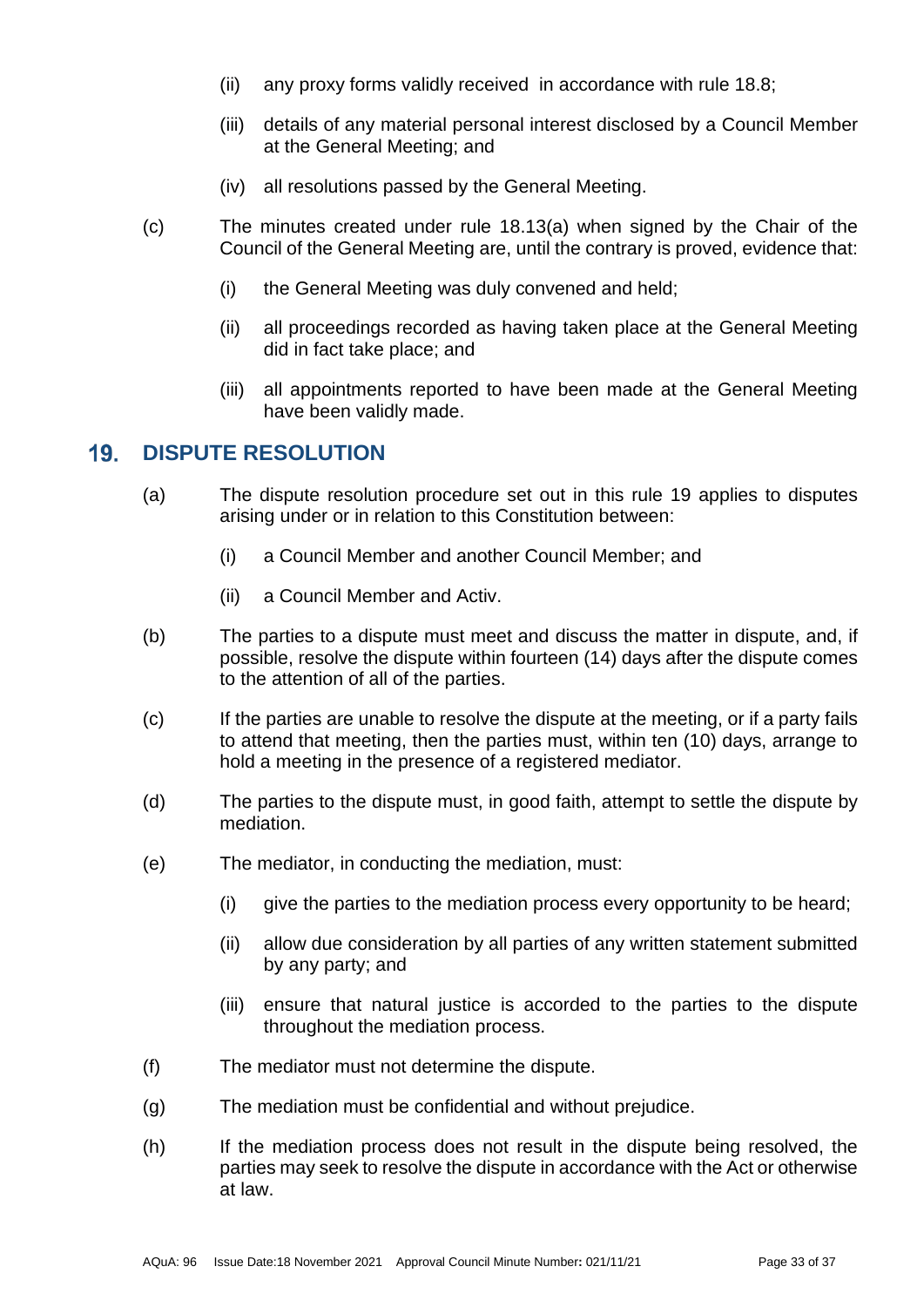(ii) any proxy forms validly received in accordance with rule 18.8;

(iii) details of any material personal interest disclosed by a Council Member at the General Meeting; and

(iv) all resolutions passed by the General Meeting.

(c) The minutes created under rule 18.13(a) when signed by the Chair of the Council of the General Meeting are, until the contrary is proved, evidence that:

(i) the General Meeting was duly convened and held;

(ii) all proceedings recorded as having taken place at the General Meeting did in fact take place; and

(iii) all appointments reported to have been made at the General Meeting have been validly made.

## 19. DISPUTE RESOLUTION

(a) The dispute resolution procedure set out in this rule 19 applies to disputes arising under or in relation to this Constitution between:

(i) a Council Member and another Council Member; and

(ii) a Council Member and Activ.

(b) The parties to a dispute must meet and discuss the matter in dispute, and, if possible, resolve the dispute within fourteen (14) days after the dispute comes to the attention of all of the parties.

(c) If the parties are unable to resolve the dispute at the meeting, or if a party fails to attend that meeting, then the parties must, within ten (10) days, arrange to hold a meeting in the presence of a registered mediator.

(d) The parties to the dispute must, in good faith, attempt to settle the dispute by mediation.

(e) The mediator, in conducting the mediation, must:

(i) give the parties to the mediation process every opportunity to be heard;

(ii) allow due consideration by all parties of any written statement submitted by any party; and

(iii) ensure that natural justice is accorded to the parties to the dispute throughout the mediation process.

(f) The mediator must not determine the dispute.

(g) The mediation must be confidential and without prejudice.

(h) If the mediation process does not result in the dispute being resolved, the parties may seek to resolve the dispute in accordance with the Act or otherwise at law.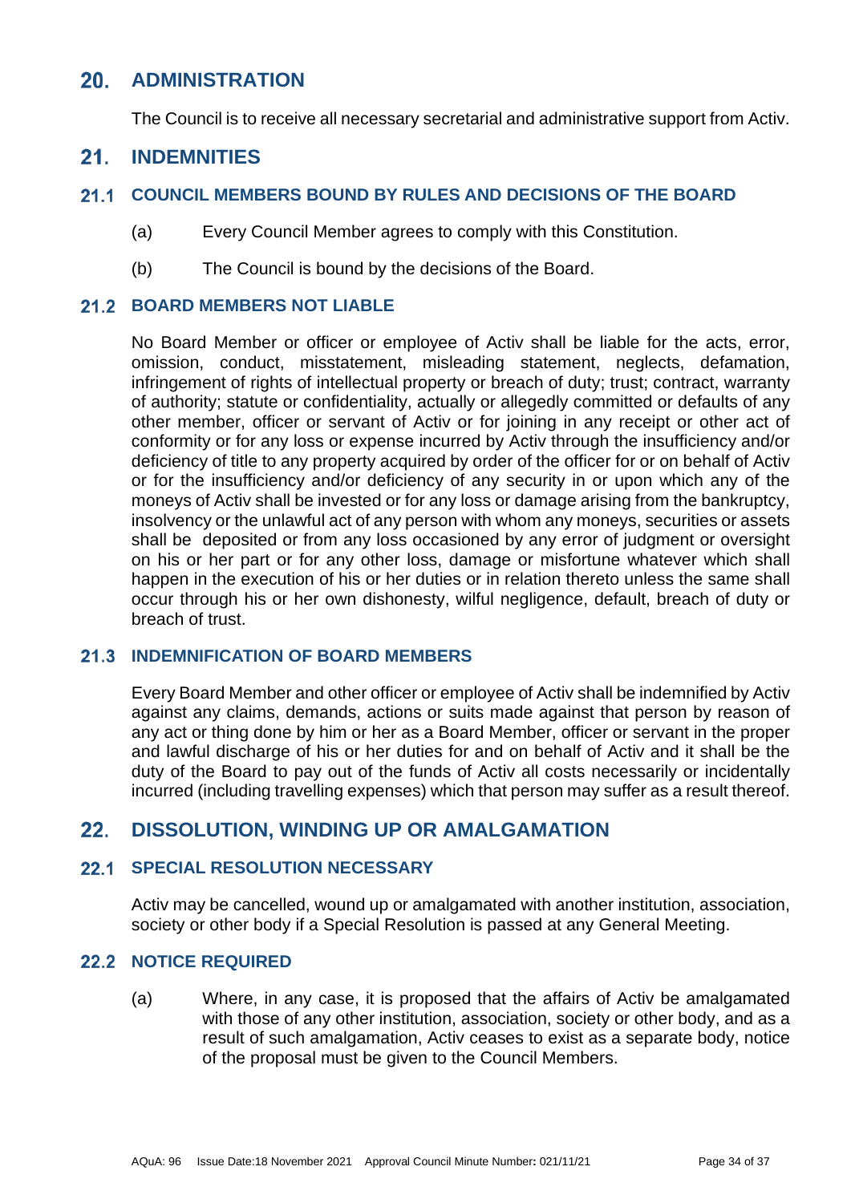## 20. ADMINISTRATION

The Council is to receive all necessary secretarial and administrative support from Activ.

## 21. INDEMNITIES

### 21.1 COUNCIL MEMBERS BOUND BY RULES AND DECISIONS OF THE BOARD

(a) Every Council Member agrees to comply with this Constitution.

(b) The Council is bound by the decisions of the Board.

### 21.2 BOARD MEMBERS NOT LIABLE

No Board Member or officer or employee of Activ shall be liable for the acts, error, omission, conduct, misstatement, misleading statement, neglects, defamation, infringement of rights of intellectual property or breach of duty; trust; contract, warranty of authority; statute or confidentiality, actually or allegedly committed or defaults of any other member, officer or servant of Activ or for joining in any receipt or other act of conformity or for any loss or expense incurred by Activ through the insufficiency and/or deficiency of title to any property acquired by order of the officer for or on behalf of Activ or for the insufficiency and/or deficiency of any security in or upon which any of the moneys of Activ shall be invested or for any loss or damage arising from the bankruptcy, insolvency or the unlawful act of any person with whom any moneys, securities or assets shall be deposited or from any loss occasioned by any error of judgment or oversight on his or her part or for any other loss, damage or misfortune whatever which shall happen in the execution of his or her duties or in relation thereto unless the same shall occur through his or her own dishonesty, wilful negligence, default, breach of duty or breach of trust.

### 21.3 INDEMNIFICATION OF BOARD MEMBERS

Every Board Member and other officer or employee of Activ shall be indemnified by Activ against any claims, demands, actions or suits made against that person by reason of any act or thing done by him or her as a Board Member, officer or servant in the proper and lawful discharge of his or her duties for and on behalf of Activ and it shall be the duty of the Board to pay out of the funds of Activ all costs necessarily or incidentally incurred (including travelling expenses) which that person may suffer as a result thereof.

## 22. DISSOLUTION, WINDING UP OR AMALGAMATION

### 22.1 SPECIAL RESOLUTION NECESSARY

Activ may be cancelled, wound up or amalgamated with another institution, association, society or other body if a Special Resolution is passed at any General Meeting.

### 22.2 NOTICE REQUIRED

(a) Where, in any case, it is proposed that the affairs of Activ be amalgamated with those of any other institution, association, society or other body, and as a result of such amalgamation, Activ ceases to exist as a separate body, notice of the proposal must be given to the Council Members.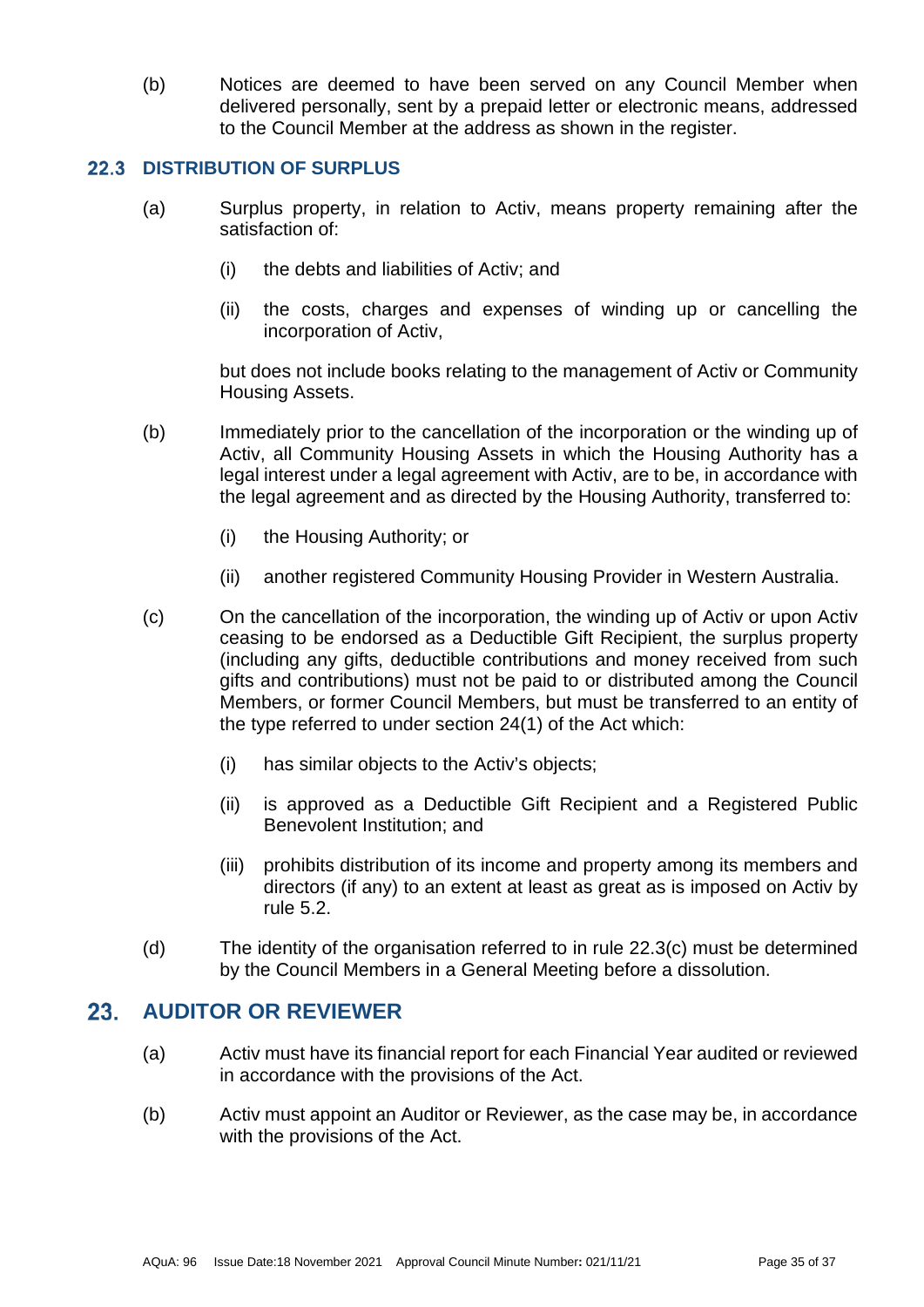(b) Notices are deemed to have been served on any Council Member when delivered personally, sent by a prepaid letter or electronic means, addressed to the Council Member at the address as shown in the register.

### 22.3 DISTRIBUTION OF SURPLUS

(a) Surplus property, in relation to Activ, means property remaining after the satisfaction of:

   (i) the debts and liabilities of Activ; and

   (ii) the costs, charges and expenses of winding up or cancelling the incorporation of Activ,

   but does not include books relating to the management of Activ or Community Housing Assets.

(b) Immediately prior to the cancellation of the incorporation or the winding up of Activ, all Community Housing Assets in which the Housing Authority has a legal interest under a legal agreement with Activ, are to be, in accordance with the legal agreement and as directed by the Housing Authority, transferred to:

   (i) the Housing Authority; or

   (ii) another registered Community Housing Provider in Western Australia.

(c) On the cancellation of the incorporation, the winding up of Activ or upon Activ ceasing to be endorsed as a Deductible Gift Recipient, the surplus property (including any gifts, deductible contributions and money received from such gifts and contributions) must not be paid to or distributed among the Council Members, or former Council Members, but must be transferred to an entity of the type referred to under section 24(1) of the Act which:

   (i) has similar objects to the Activ's objects;

   (ii) is approved as a Deductible Gift Recipient and a Registered Public Benevolent Institution; and

   (iii) prohibits distribution of its income and property among its members and directors (if any) to an extent at least as great as is imposed on Activ by rule 5.2.

(d) The identity of the organisation referred to in rule 22.3(c) must be determined by the Council Members in a General Meeting before a dissolution.

## 23. AUDITOR OR REVIEWER

(a) Activ must have its financial report for each Financial Year audited or reviewed in accordance with the provisions of the Act.

(b) Activ must appoint an Auditor or Reviewer, as the case may be, in accordance with the provisions of the Act.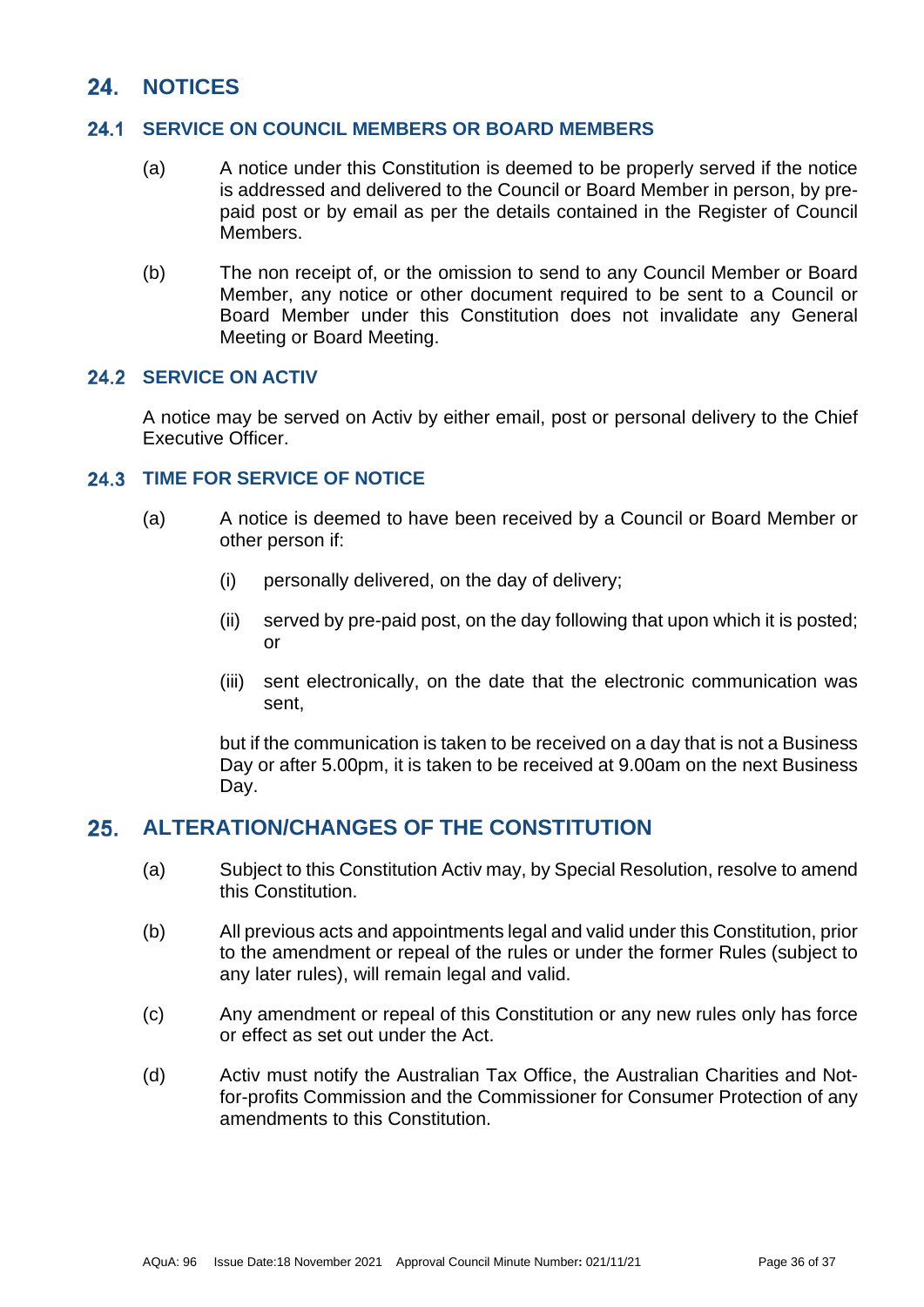## 24. NOTICES

### 24.1 SERVICE ON COUNCIL MEMBERS OR BOARD MEMBERS

(a) A notice under this Constitution is deemed to be properly served if the notice is addressed and delivered to the Council or Board Member in person, by pre-paid post or by email as per the details contained in the Register of Council Members.

(b) The non receipt of, or the omission to send to any Council Member or Board Member, any notice or other document required to be sent to a Council or Board Member under this Constitution does not invalidate any General Meeting or Board Meeting.

### 24.2 SERVICE ON ACTIV

A notice may be served on Activ by either email, post or personal delivery to the Chief Executive Officer.

### 24.3 TIME FOR SERVICE OF NOTICE

(a) A notice is deemed to have been received by a Council or Board Member or other person if:

(i) personally delivered, on the day of delivery;

(ii) served by pre-paid post, on the day following that upon which it is posted; or

(iii) sent electronically, on the date that the electronic communication was sent,

but if the communication is taken to be received on a day that is not a Business Day or after 5.00pm, it is taken to be received at 9.00am on the next Business Day.

## 25. ALTERATION/CHANGES OF THE CONSTITUTION

(a) Subject to this Constitution Activ may, by Special Resolution, resolve to amend this Constitution.

(b) All previous acts and appointments legal and valid under this Constitution, prior to the amendment or repeal of the rules or under the former Rules (subject to any later rules), will remain legal and valid.

(c) Any amendment or repeal of this Constitution or any new rules only has force or effect as set out under the Act.

(d) Activ must notify the Australian Tax Office, the Australian Charities and Not-for-profits Commission and the Commissioner for Consumer Protection of any amendments to this Constitution.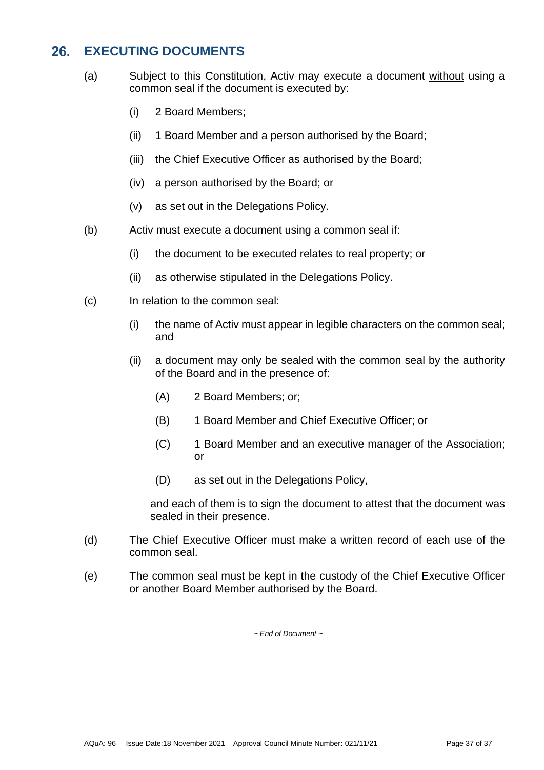## 26. EXECUTING DOCUMENTS

(a) Subject to this Constitution, Activ may execute a document <u>without</u> using a common seal if the document is executed by:

   (i) 2 Board Members;

   (ii) 1 Board Member and a person authorised by the Board;

   (iii) the Chief Executive Officer as authorised by the Board;

   (iv) a person authorised by the Board; or

   (v) as set out in the Delegations Policy.

(b) Activ must execute a document using a common seal if:

   (i) the document to be executed relates to real property; or

   (ii) as otherwise stipulated in the Delegations Policy.

(c) In relation to the common seal:

   (i) the name of Activ must appear in legible characters on the common seal; and

   (ii) a document may only be sealed with the common seal by the authority of the Board and in the presence of:

      (A) 2 Board Members; or;

      (B) 1 Board Member and Chief Executive Officer; or

      (C) 1 Board Member and an executive manager of the Association; or

      (D) as set out in the Delegations Policy,

   and each of them is to sign the document to attest that the document was sealed in their presence.

(d) The Chief Executive Officer must make a written record of each use of the common seal.

(e) The common seal must be kept in the custody of the Chief Executive Officer or another Board Member authorised by the Board.

*~ End of Document ~*